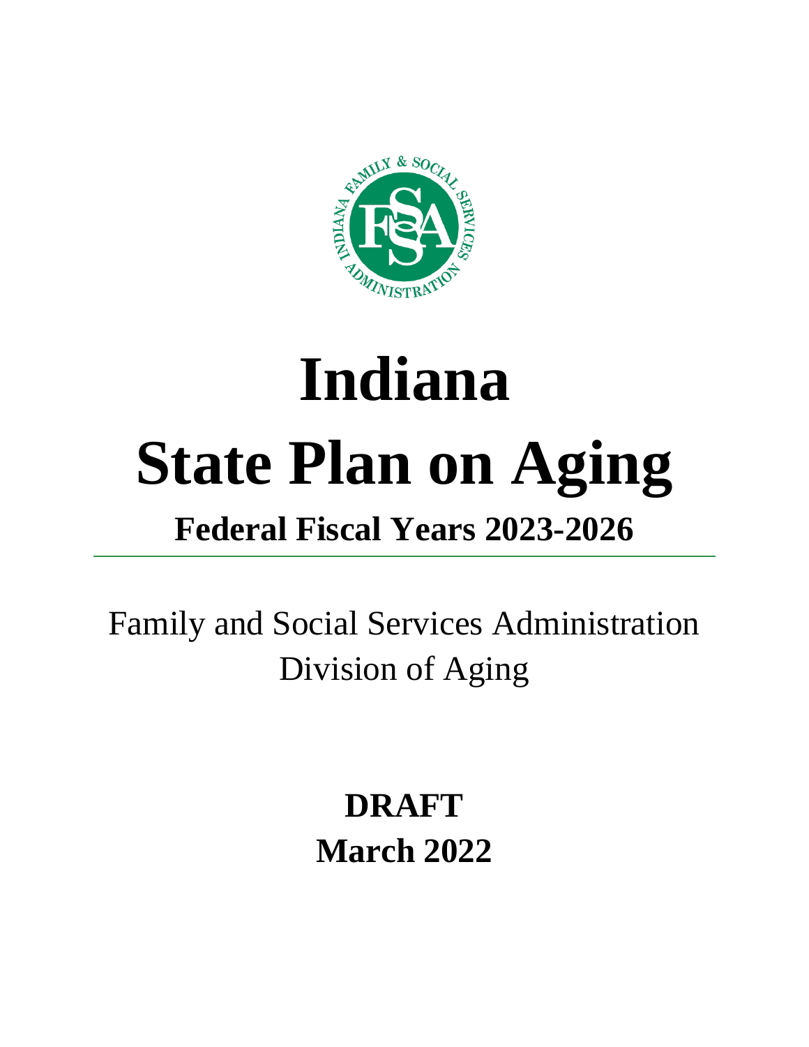# Indiana

# State Plan on Aging

## Federal Fiscal Years 2023-2026

Family and Social Services Administration
Division of Aging

**DRAFT**
**March 2022**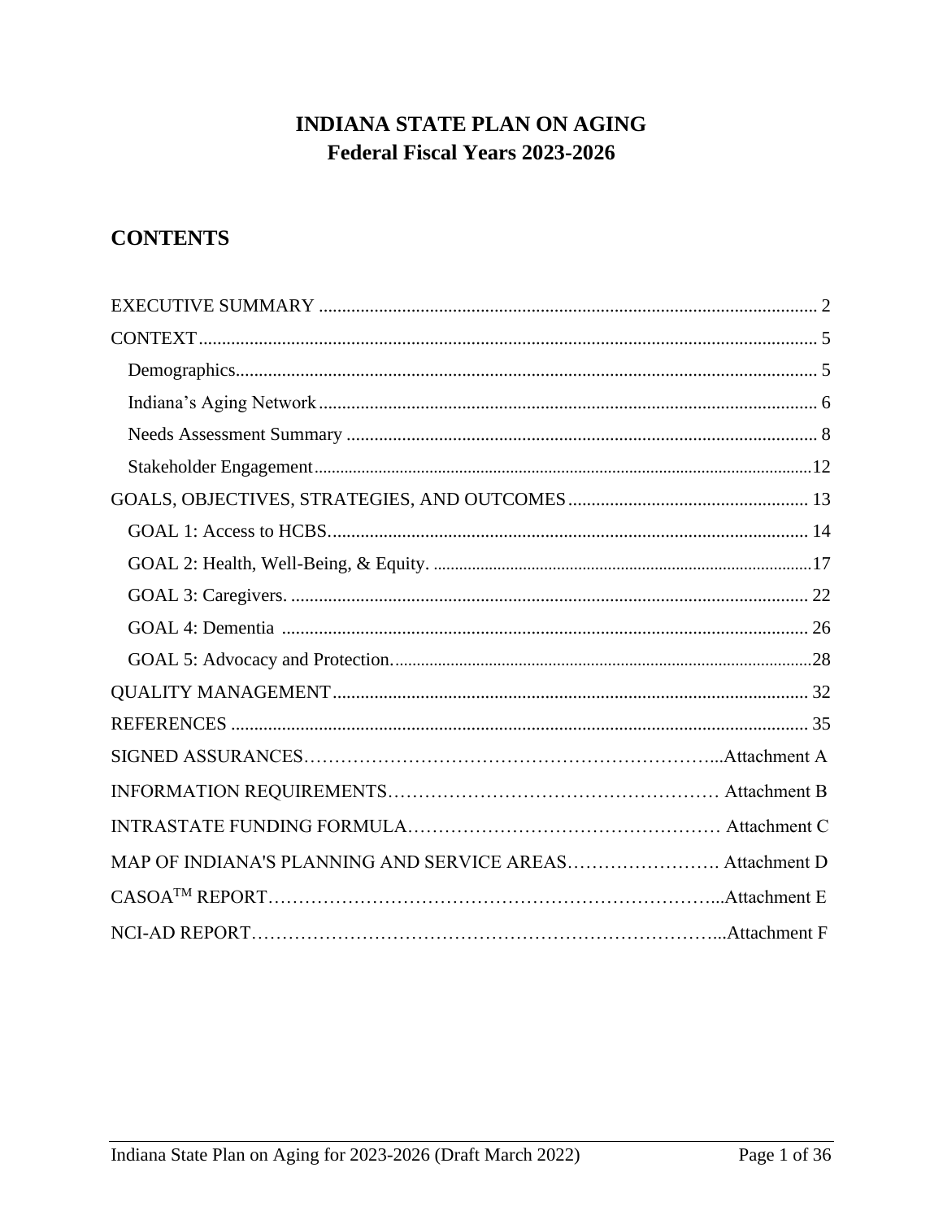# INDIANA STATE PLAN ON AGING
## Federal Fiscal Years 2023-2026

## CONTENTS

EXECUTIVE SUMMARY ........................................................................................................... 2

CONTEXT ..................................................................................................................................... 5

- Demographics ............................................................................................................................ 5
- Indiana's Aging Network ........................................................................................................... 6
- Needs Assessment Summary ..................................................................................................... 8
- Stakeholder Engagement .......................................................................................................... 12

GOALS, OBJECTIVES, STRATEGIES, AND OUTCOMES .................................................... 13

- GOAL 1: Access to HCBS ........................................................................................................ 14
- GOAL 2: Health, Well-Being, & Equity .................................................................................... 17
- GOAL 3: Caregivers ................................................................................................................. 22
- GOAL 4: Dementia ................................................................................................................... 26
- GOAL 5: Advocacy and Protection ........................................................................................... 28

QUALITY MANAGEMENT ....................................................................................................... 32

REFERENCES .............................................................................................................................. 35

SIGNED ASSURANCES ........................................................................................................ Attachment A

INFORMATION REQUIREMENTS ....................................................................................... Attachment B

INTRASTATE FUNDING FORMULA .................................................................................. Attachment C

MAP OF INDIANA'S PLANNING AND SERVICE AREAS .................................................. Attachment D

CASOA™ REPORT .................................................................................................................. Attachment E

NCI-AD REPORT ..................................................................................................................... Attachment F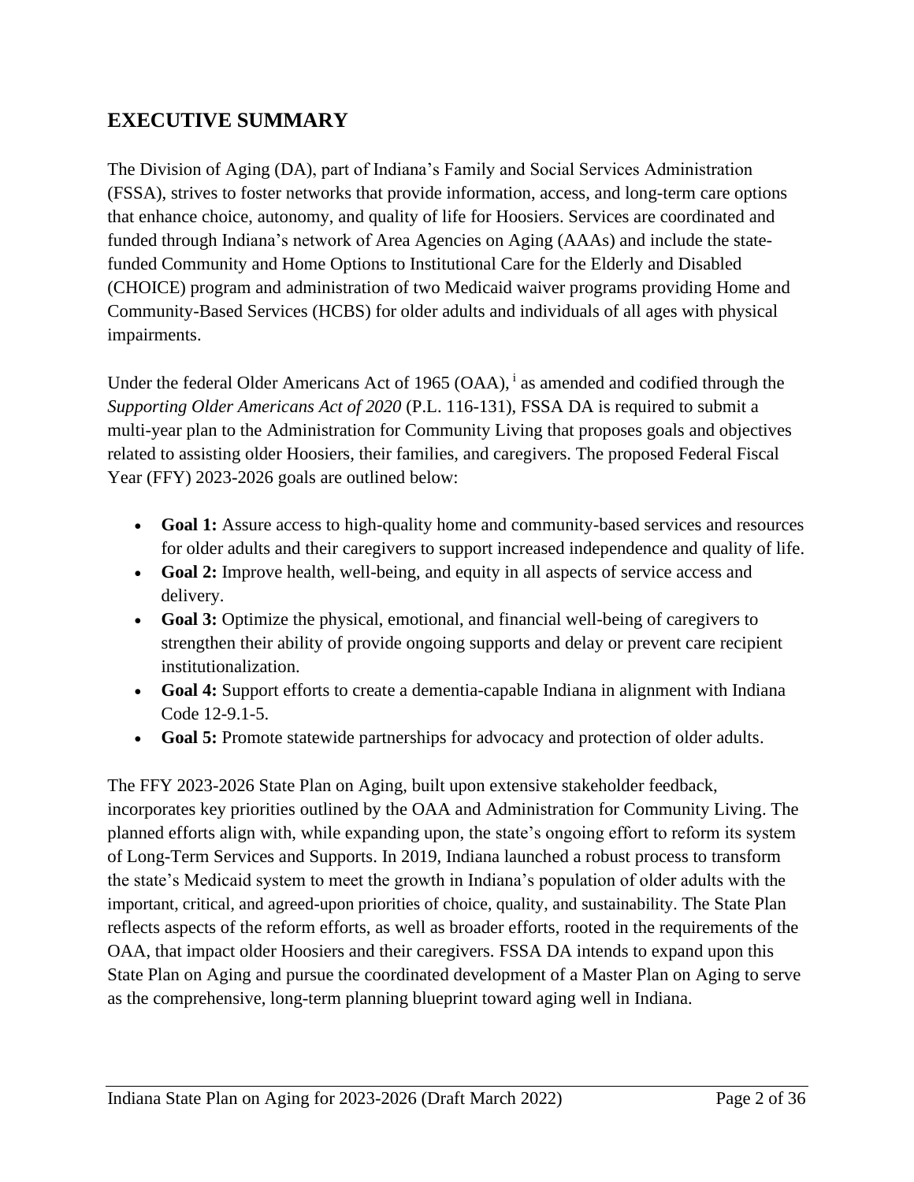## EXECUTIVE SUMMARY

The Division of Aging (DA), part of Indiana's Family and Social Services Administration (FSSA), strives to foster networks that provide information, access, and long-term care options that enhance choice, autonomy, and quality of life for Hoosiers. Services are coordinated and funded through Indiana's network of Area Agencies on Aging (AAAs) and include the state-funded Community and Home Options to Institutional Care for the Elderly and Disabled (CHOICE) program and administration of two Medicaid waiver programs providing Home and Community-Based Services (HCBS) for older adults and individuals of all ages with physical impairments.

Under the federal Older Americans Act of 1965 (OAA), [i] as amended and codified through the *Supporting Older Americans Act of 2020* (P.L. 116-131), FSSA DA is required to submit a multi-year plan to the Administration for Community Living that proposes goals and objectives related to assisting older Hoosiers, their families, and caregivers. The proposed Federal Fiscal Year (FFY) 2023-2026 goals are outlined below:

- **Goal 1:** Assure access to high-quality home and community-based services and resources for older adults and their caregivers to support increased independence and quality of life.
- **Goal 2:** Improve health, well-being, and equity in all aspects of service access and delivery.
- **Goal 3:** Optimize the physical, emotional, and financial well-being of caregivers to strengthen their ability of provide ongoing supports and delay or prevent care recipient institutionalization.
- **Goal 4:** Support efforts to create a dementia-capable Indiana in alignment with Indiana Code 12-9.1-5.
- **Goal 5:** Promote statewide partnerships for advocacy and protection of older adults.

The FFY 2023-2026 State Plan on Aging, built upon extensive stakeholder feedback, incorporates key priorities outlined by the OAA and Administration for Community Living. The planned efforts align with, while expanding upon, the state's ongoing effort to reform its system of Long-Term Services and Supports. In 2019, Indiana launched a robust process to transform the state's Medicaid system to meet the growth in Indiana's population of older adults with the important, critical, and agreed-upon priorities of choice, quality, and sustainability. The State Plan reflects aspects of the reform efforts, as well as broader efforts, rooted in the requirements of the OAA, that impact older Hoosiers and their caregivers. FSSA DA intends to expand upon this State Plan on Aging and pursue the coordinated development of a Master Plan on Aging to serve as the comprehensive, long-term planning blueprint toward aging well in Indiana.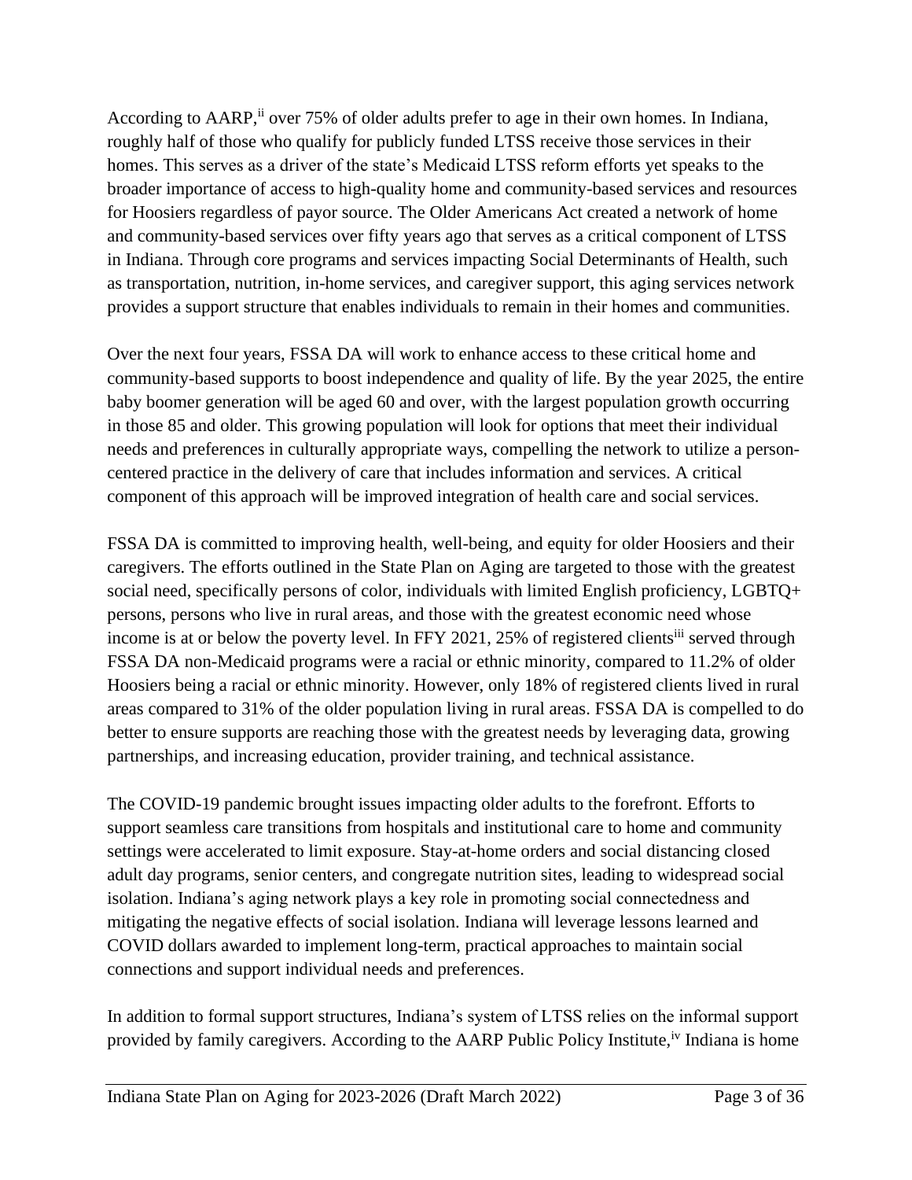According to AARP,[ii] over 75% of older adults prefer to age in their own homes. In Indiana, roughly half of those who qualify for publicly funded LTSS receive those services in their homes. This serves as a driver of the state's Medicaid LTSS reform efforts yet speaks to the broader importance of access to high-quality home and community-based services and resources for Hoosiers regardless of payor source. The Older Americans Act created a network of home and community-based services over fifty years ago that serves as a critical component of LTSS in Indiana. Through core programs and services impacting Social Determinants of Health, such as transportation, nutrition, in-home services, and caregiver support, this aging services network provides a support structure that enables individuals to remain in their homes and communities.

Over the next four years, FSSA DA will work to enhance access to these critical home and community-based supports to boost independence and quality of life. By the year 2025, the entire baby boomer generation will be aged 60 and over, with the largest population growth occurring in those 85 and older. This growing population will look for options that meet their individual needs and preferences in culturally appropriate ways, compelling the network to utilize a person-centered practice in the delivery of care that includes information and services. A critical component of this approach will be improved integration of health care and social services.

FSSA DA is committed to improving health, well-being, and equity for older Hoosiers and their caregivers. The efforts outlined in the State Plan on Aging are targeted to those with the greatest social need, specifically persons of color, individuals with limited English proficiency, LGBTQ+ persons, persons who live in rural areas, and those with the greatest economic need whose income is at or below the poverty level. In FFY 2021, 25% of registered clients[iii] served through FSSA DA non-Medicaid programs were a racial or ethnic minority, compared to 11.2% of older Hoosiers being a racial or ethnic minority. However, only 18% of registered clients lived in rural areas compared to 31% of the older population living in rural areas. FSSA DA is compelled to do better to ensure supports are reaching those with the greatest needs by leveraging data, growing partnerships, and increasing education, provider training, and technical assistance.

The COVID-19 pandemic brought issues impacting older adults to the forefront. Efforts to support seamless care transitions from hospitals and institutional care to home and community settings were accelerated to limit exposure. Stay-at-home orders and social distancing closed adult day programs, senior centers, and congregate nutrition sites, leading to widespread social isolation. Indiana's aging network plays a key role in promoting social connectedness and mitigating the negative effects of social isolation. Indiana will leverage lessons learned and COVID dollars awarded to implement long-term, practical approaches to maintain social connections and support individual needs and preferences.

In addition to formal support structures, Indiana's system of LTSS relies on the informal support provided by family caregivers. According to the AARP Public Policy Institute,[iv] Indiana is home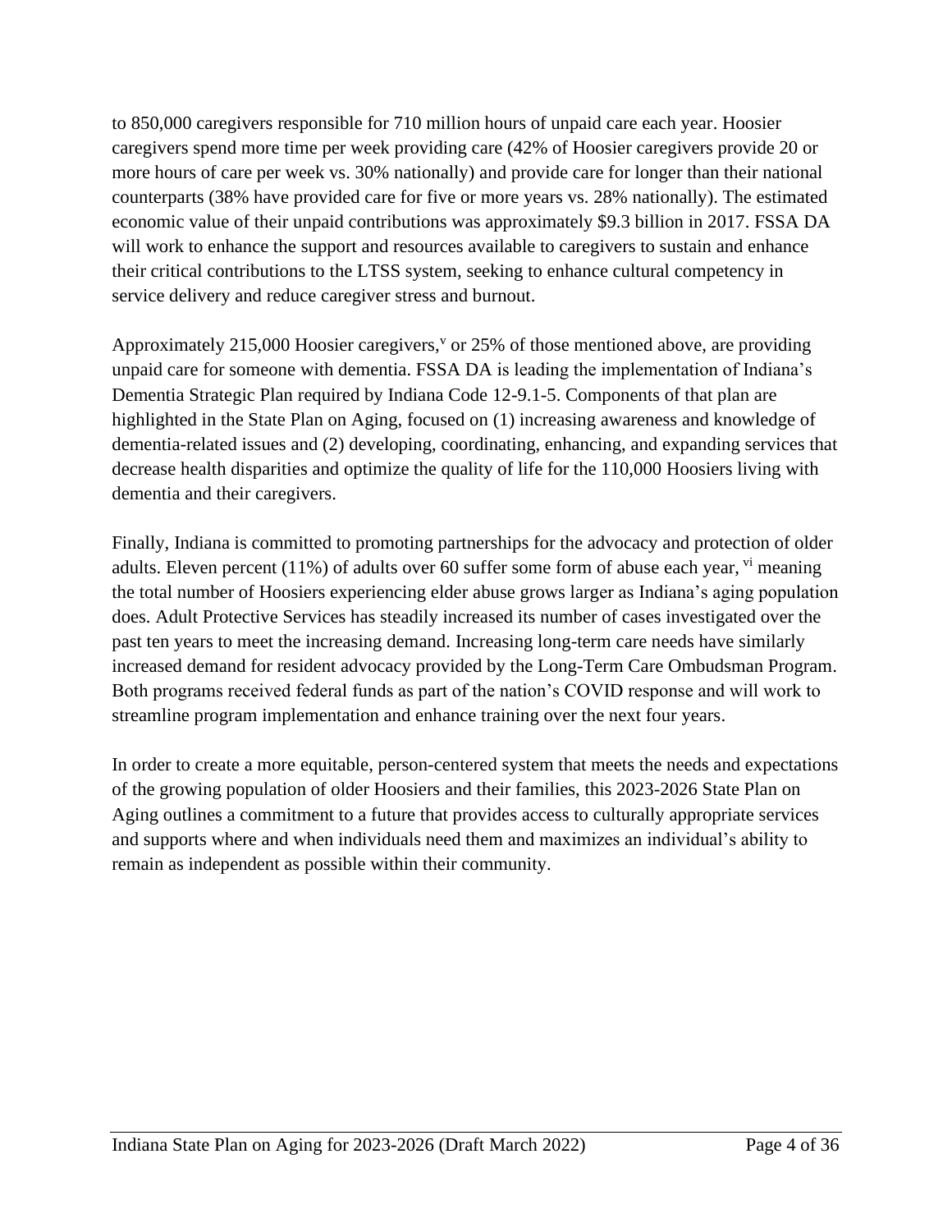to 850,000 caregivers responsible for 710 million hours of unpaid care each year. Hoosier caregivers spend more time per week providing care (42% of Hoosier caregivers provide 20 or more hours of care per week vs. 30% nationally) and provide care for longer than their national counterparts (38% have provided care for five or more years vs. 28% nationally). The estimated economic value of their unpaid contributions was approximately $9.3 billion in 2017. FSSA DA will work to enhance the support and resources available to caregivers to sustain and enhance their critical contributions to the LTSS system, seeking to enhance cultural competency in service delivery and reduce caregiver stress and burnout.

Approximately 215,000 Hoosier caregivers,[v] or 25% of those mentioned above, are providing unpaid care for someone with dementia. FSSA DA is leading the implementation of Indiana's Dementia Strategic Plan required by Indiana Code 12-9.1-5. Components of that plan are highlighted in the State Plan on Aging, focused on (1) increasing awareness and knowledge of dementia-related issues and (2) developing, coordinating, enhancing, and expanding services that decrease health disparities and optimize the quality of life for the 110,000 Hoosiers living with dementia and their caregivers.

Finally, Indiana is committed to promoting partnerships for the advocacy and protection of older adults. Eleven percent (11%) of adults over 60 suffer some form of abuse each year, [vi] meaning the total number of Hoosiers experiencing elder abuse grows larger as Indiana's aging population does. Adult Protective Services has steadily increased its number of cases investigated over the past ten years to meet the increasing demand. Increasing long-term care needs have similarly increased demand for resident advocacy provided by the Long-Term Care Ombudsman Program. Both programs received federal funds as part of the nation's COVID response and will work to streamline program implementation and enhance training over the next four years.

In order to create a more equitable, person-centered system that meets the needs and expectations of the growing population of older Hoosiers and their families, this 2023-2026 State Plan on Aging outlines a commitment to a future that provides access to culturally appropriate services and supports where and when individuals need them and maximizes an individual's ability to remain as independent as possible within their community.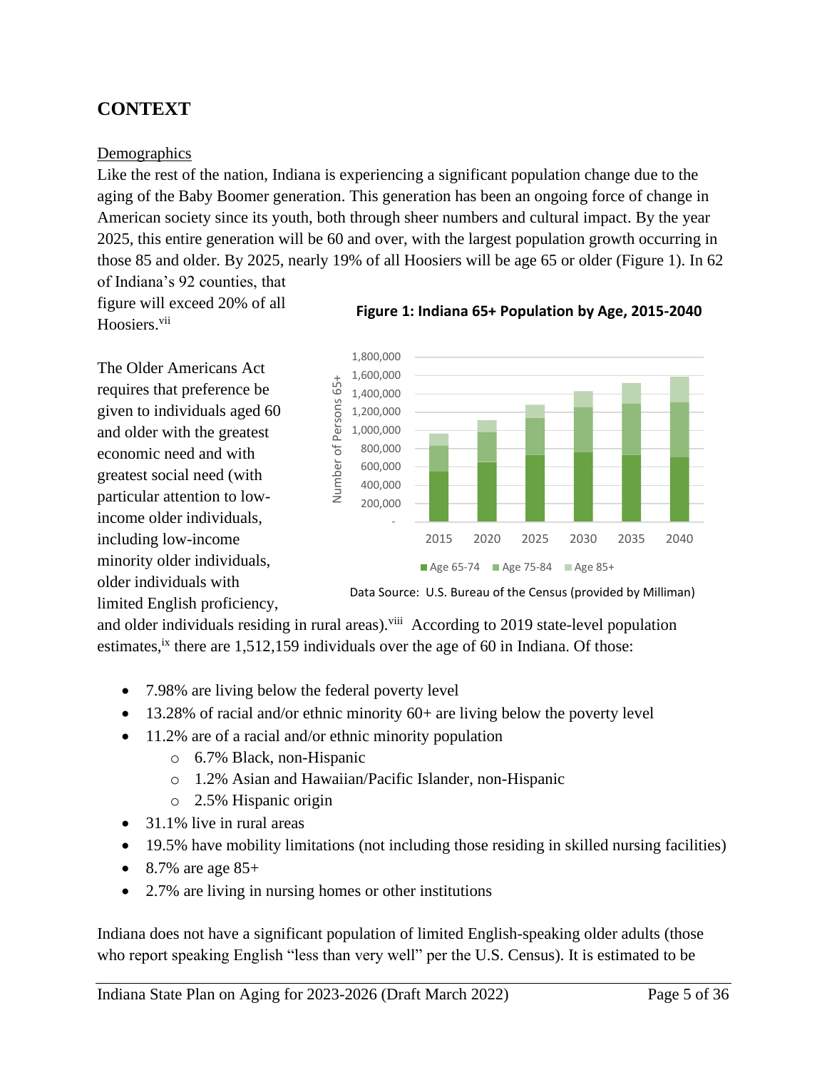## CONTEXT

### Demographics

Like the rest of the nation, Indiana is experiencing a significant population change due to the aging of the Baby Boomer generation. This generation has been an ongoing force of change in American society since its youth, both through sheer numbers and cultural impact. By the year 2025, this entire generation will be 60 and over, with the largest population growth occurring in those 85 and older. By 2025, nearly 19% of all Hoosiers will be age 65 or older (Figure 1). In 62 of Indiana's 92 counties, that figure will exceed 20% of all Hoosiers.[vii]

**Figure 1: Indiana 65+ Population by Age, 2015-2040**

Data Source: U.S. Bureau of the Census (provided by Milliman)

The Older Americans Act requires that preference be given to individuals aged 60 and older with the greatest economic need and with greatest social need (with particular attention to low-income older individuals, including low-income minority older individuals, older individuals with limited English proficiency, and older individuals residing in rural areas).[viii] According to 2019 state-level population estimates,[ix] there are 1,512,159 individuals over the age of 60 in Indiana. Of those:

- 7.98% are living below the federal poverty level
- 13.28% of racial and/or ethnic minority 60+ are living below the poverty level
- 11.2% are of a racial and/or ethnic minority population
  - 6.7% Black, non-Hispanic
  - 1.2% Asian and Hawaiian/Pacific Islander, non-Hispanic
  - 2.5% Hispanic origin
- 31.1% live in rural areas
- 19.5% have mobility limitations (not including those residing in skilled nursing facilities)
- 8.7% are age 85+
- 2.7% are living in nursing homes or other institutions

Indiana does not have a significant population of limited English-speaking older adults (those who report speaking English "less than very well" per the U.S. Census). It is estimated to be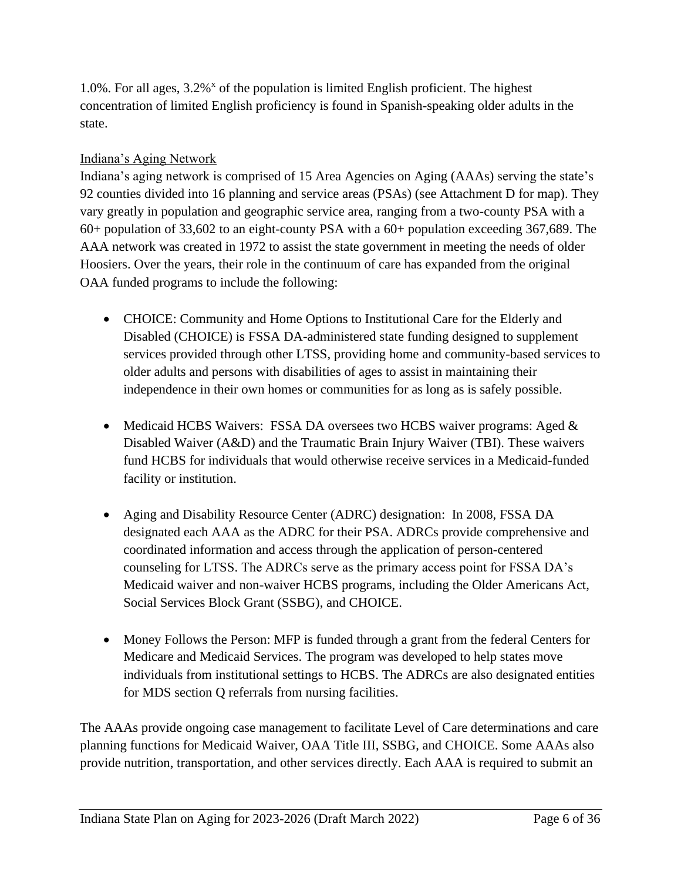1.0%. For all ages, 3.2%[x] of the population is limited English proficient. The highest concentration of limited English proficiency is found in Spanish-speaking older adults in the state.

## Indiana's Aging Network

Indiana's aging network is comprised of 15 Area Agencies on Aging (AAAs) serving the state's 92 counties divided into 16 planning and service areas (PSAs) (see Attachment D for map). They vary greatly in population and geographic service area, ranging from a two-county PSA with a 60+ population of 33,602 to an eight-county PSA with a 60+ population exceeding 367,689. The AAA network was created in 1972 to assist the state government in meeting the needs of older Hoosiers. Over the years, their role in the continuum of care has expanded from the original OAA funded programs to include the following:

- CHOICE: Community and Home Options to Institutional Care for the Elderly and Disabled (CHOICE) is FSSA DA-administered state funding designed to supplement services provided through other LTSS, providing home and community-based services to older adults and persons with disabilities of ages to assist in maintaining their independence in their own homes or communities for as long as is safely possible.

- Medicaid HCBS Waivers: FSSA DA oversees two HCBS waiver programs: Aged & Disabled Waiver (A&D) and the Traumatic Brain Injury Waiver (TBI). These waivers fund HCBS for individuals that would otherwise receive services in a Medicaid-funded facility or institution.

- Aging and Disability Resource Center (ADRC) designation: In 2008, FSSA DA designated each AAA as the ADRC for their PSA. ADRCs provide comprehensive and coordinated information and access through the application of person-centered counseling for LTSS. The ADRCs serve as the primary access point for FSSA DA's Medicaid waiver and non-waiver HCBS programs, including the Older Americans Act, Social Services Block Grant (SSBG), and CHOICE.

- Money Follows the Person: MFP is funded through a grant from the federal Centers for Medicare and Medicaid Services. The program was developed to help states move individuals from institutional settings to HCBS. The ADRCs are also designated entities for MDS section Q referrals from nursing facilities.

The AAAs provide ongoing case management to facilitate Level of Care determinations and care planning functions for Medicaid Waiver, OAA Title III, SSBG, and CHOICE. Some AAAs also provide nutrition, transportation, and other services directly. Each AAA is required to submit an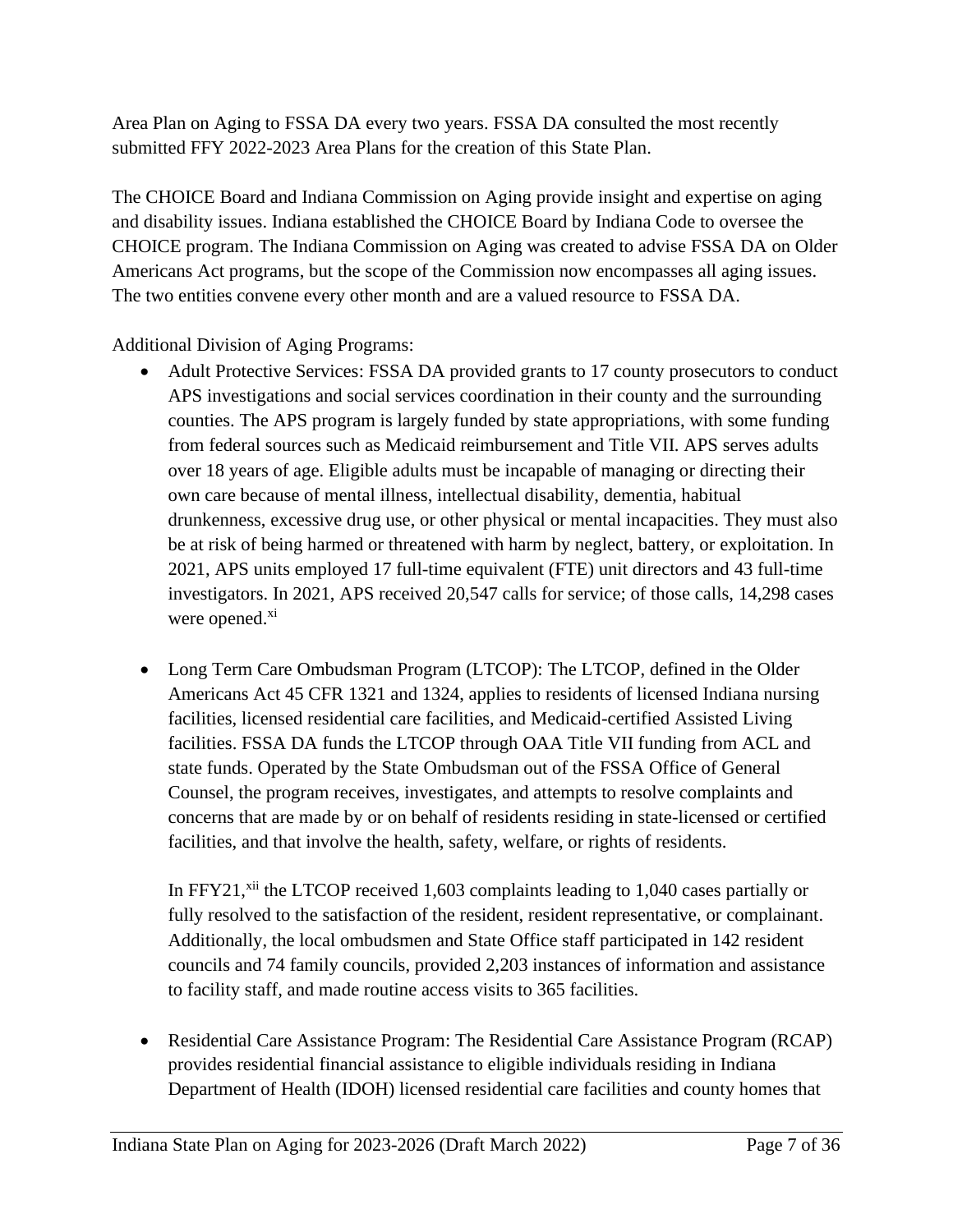Area Plan on Aging to FSSA DA every two years. FSSA DA consulted the most recently submitted FFY 2022-2023 Area Plans for the creation of this State Plan.

The CHOICE Board and Indiana Commission on Aging provide insight and expertise on aging and disability issues. Indiana established the CHOICE Board by Indiana Code to oversee the CHOICE program. The Indiana Commission on Aging was created to advise FSSA DA on Older Americans Act programs, but the scope of the Commission now encompasses all aging issues. The two entities convene every other month and are a valued resource to FSSA DA.

Additional Division of Aging Programs:

- Adult Protective Services: FSSA DA provided grants to 17 county prosecutors to conduct APS investigations and social services coordination in their county and the surrounding counties. The APS program is largely funded by state appropriations, with some funding from federal sources such as Medicaid reimbursement and Title VII. APS serves adults over 18 years of age. Eligible adults must be incapable of managing or directing their own care because of mental illness, intellectual disability, dementia, habitual drunkenness, excessive drug use, or other physical or mental incapacities. They must also be at risk of being harmed or threatened with harm by neglect, battery, or exploitation. In 2021, APS units employed 17 full-time equivalent (FTE) unit directors and 43 full-time investigators. In 2021, APS received 20,547 calls for service; of those calls, 14,298 cases were opened.[xi]

- Long Term Care Ombudsman Program (LTCOP): The LTCOP, defined in the Older Americans Act 45 CFR 1321 and 1324, applies to residents of licensed Indiana nursing facilities, licensed residential care facilities, and Medicaid-certified Assisted Living facilities. FSSA DA funds the LTCOP through OAA Title VII funding from ACL and state funds. Operated by the State Ombudsman out of the FSSA Office of General Counsel, the program receives, investigates, and attempts to resolve complaints and concerns that are made by or on behalf of residents residing in state-licensed or certified facilities, and that involve the health, safety, welfare, or rights of residents.

  In FFY21,[xii] the LTCOP received 1,603 complaints leading to 1,040 cases partially or fully resolved to the satisfaction of the resident, resident representative, or complainant. Additionally, the local ombudsmen and State Office staff participated in 142 resident councils and 74 family councils, provided 2,203 instances of information and assistance to facility staff, and made routine access visits to 365 facilities.

- Residential Care Assistance Program: The Residential Care Assistance Program (RCAP) provides residential financial assistance to eligible individuals residing in Indiana Department of Health (IDOH) licensed residential care facilities and county homes that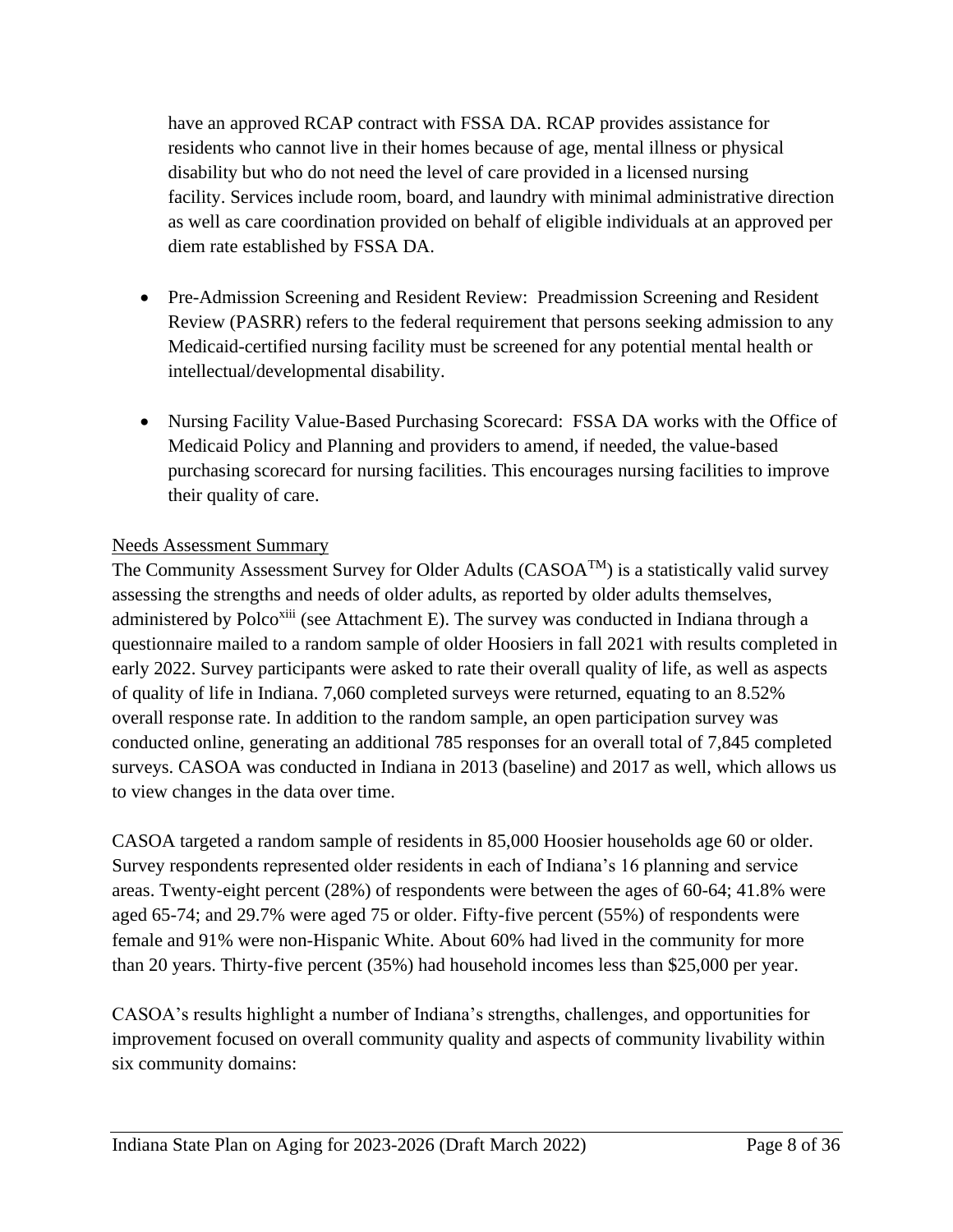have an approved RCAP contract with FSSA DA. RCAP provides assistance for residents who cannot live in their homes because of age, mental illness or physical disability but who do not need the level of care provided in a licensed nursing facility. Services include room, board, and laundry with minimal administrative direction as well as care coordination provided on behalf of eligible individuals at an approved per diem rate established by FSSA DA.

- Pre-Admission Screening and Resident Review: Preadmission Screening and Resident Review (PASRR) refers to the federal requirement that persons seeking admission to any Medicaid-certified nursing facility must be screened for any potential mental health or intellectual/developmental disability.
- Nursing Facility Value-Based Purchasing Scorecard: FSSA DA works with the Office of Medicaid Policy and Planning and providers to amend, if needed, the value-based purchasing scorecard for nursing facilities. This encourages nursing facilities to improve their quality of care.

Needs Assessment Summary

The Community Assessment Survey for Older Adults (CASOA™) is a statistically valid survey assessing the strengths and needs of older adults, as reported by older adults themselves, administered by Polco[xiii] (see Attachment E). The survey was conducted in Indiana through a questionnaire mailed to a random sample of older Hoosiers in fall 2021 with results completed in early 2022. Survey participants were asked to rate their overall quality of life, as well as aspects of quality of life in Indiana. 7,060 completed surveys were returned, equating to an 8.52% overall response rate. In addition to the random sample, an open participation survey was conducted online, generating an additional 785 responses for an overall total of 7,845 completed surveys. CASOA was conducted in Indiana in 2013 (baseline) and 2017 as well, which allows us to view changes in the data over time.

CASOA targeted a random sample of residents in 85,000 Hoosier households age 60 or older. Survey respondents represented older residents in each of Indiana's 16 planning and service areas. Twenty-eight percent (28%) of respondents were between the ages of 60-64; 41.8% were aged 65-74; and 29.7% were aged 75 or older. Fifty-five percent (55%) of respondents were female and 91% were non-Hispanic White. About 60% had lived in the community for more than 20 years. Thirty-five percent (35%) had household incomes less than $25,000 per year.

CASOA's results highlight a number of Indiana's strengths, challenges, and opportunities for improvement focused on overall community quality and aspects of community livability within six community domains: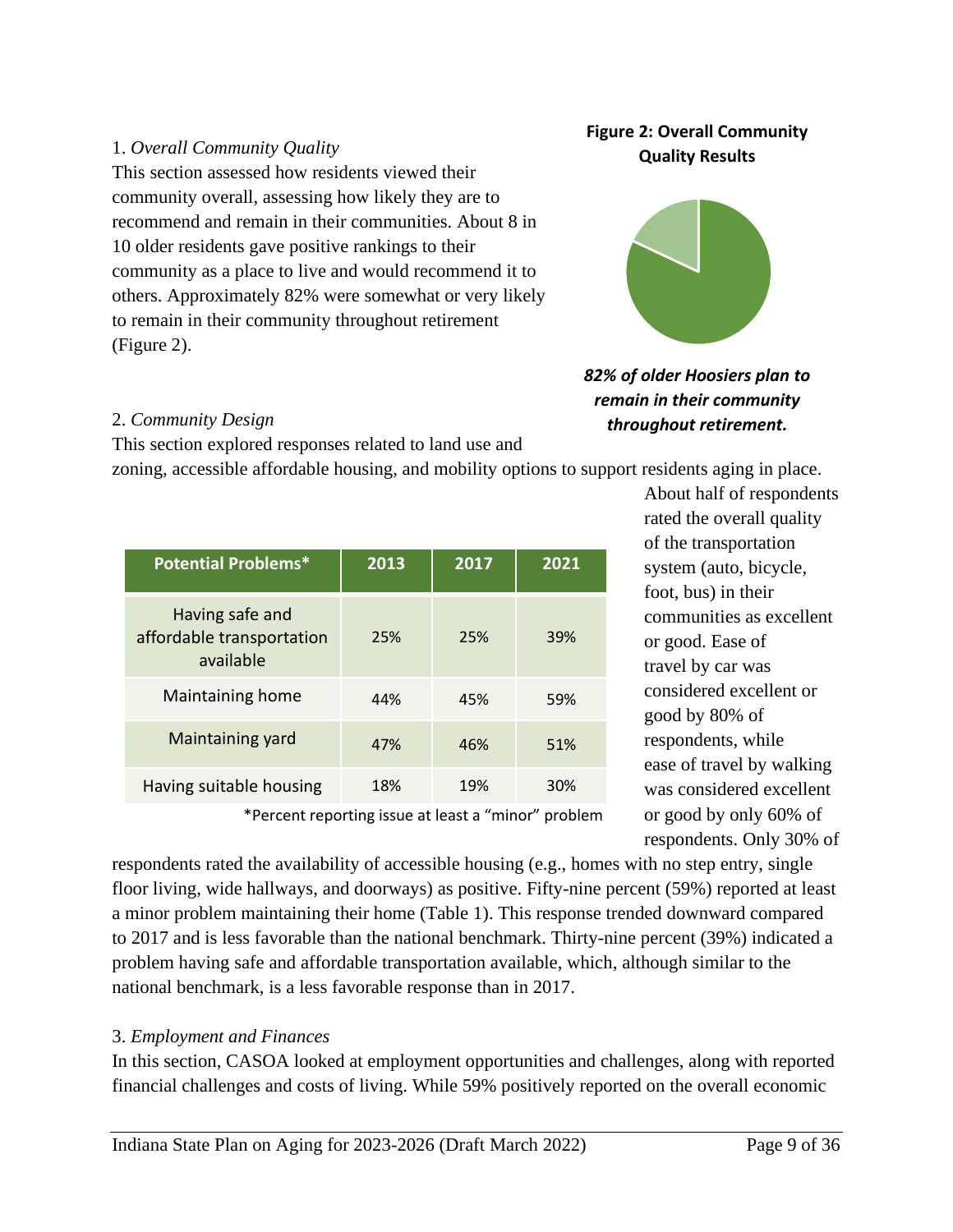1. *Overall Community Quality*

This section assessed how residents viewed their community overall, assessing how likely they are to recommend and remain in their communities. About 8 in 10 older residents gave positive rankings to their community as a place to live and would recommend it to others. Approximately 82% were somewhat or very likely to remain in their community throughout retirement (Figure 2).

**Figure 2: Overall Community Quality Results**

***82% of older Hoosiers plan to remain in their community throughout retirement.***

2. *Community Design*

This section explored responses related to land use and zoning, accessible affordable housing, and mobility options to support residents aging in place. About half of respondents rated the overall quality of the transportation system (auto, bicycle, foot, bus) in their communities as excellent or good. Ease of travel by car was considered excellent or good by 80% of respondents, while ease of travel by walking was considered excellent or good by only 60% of respondents. Only 30% of respondents rated the availability of accessible housing (e.g., homes with no step entry, single floor living, wide hallways, and doorways) as positive. Fifty-nine percent (59%) reported at least a minor problem maintaining their home (Table 1). This response trended downward compared to 2017 and is less favorable than the national benchmark. Thirty-nine percent (39%) indicated a problem having safe and affordable transportation available, which, although similar to the national benchmark, is a less favorable response than in 2017.

| Potential Problems* | 2013 | 2017 | 2021 |
|---|---|---|---|
| Having safe and affordable transportation available | 25% | 25% | 39% |
| Maintaining home | 44% | 45% | 59% |
| Maintaining yard | 47% | 46% | 51% |
| Having suitable housing | 18% | 19% | 30% |

*Percent reporting issue at least a "minor" problem

3. *Employment and Finances*

In this section, CASOA looked at employment opportunities and challenges, along with reported financial challenges and costs of living. While 59% positively reported on the overall economic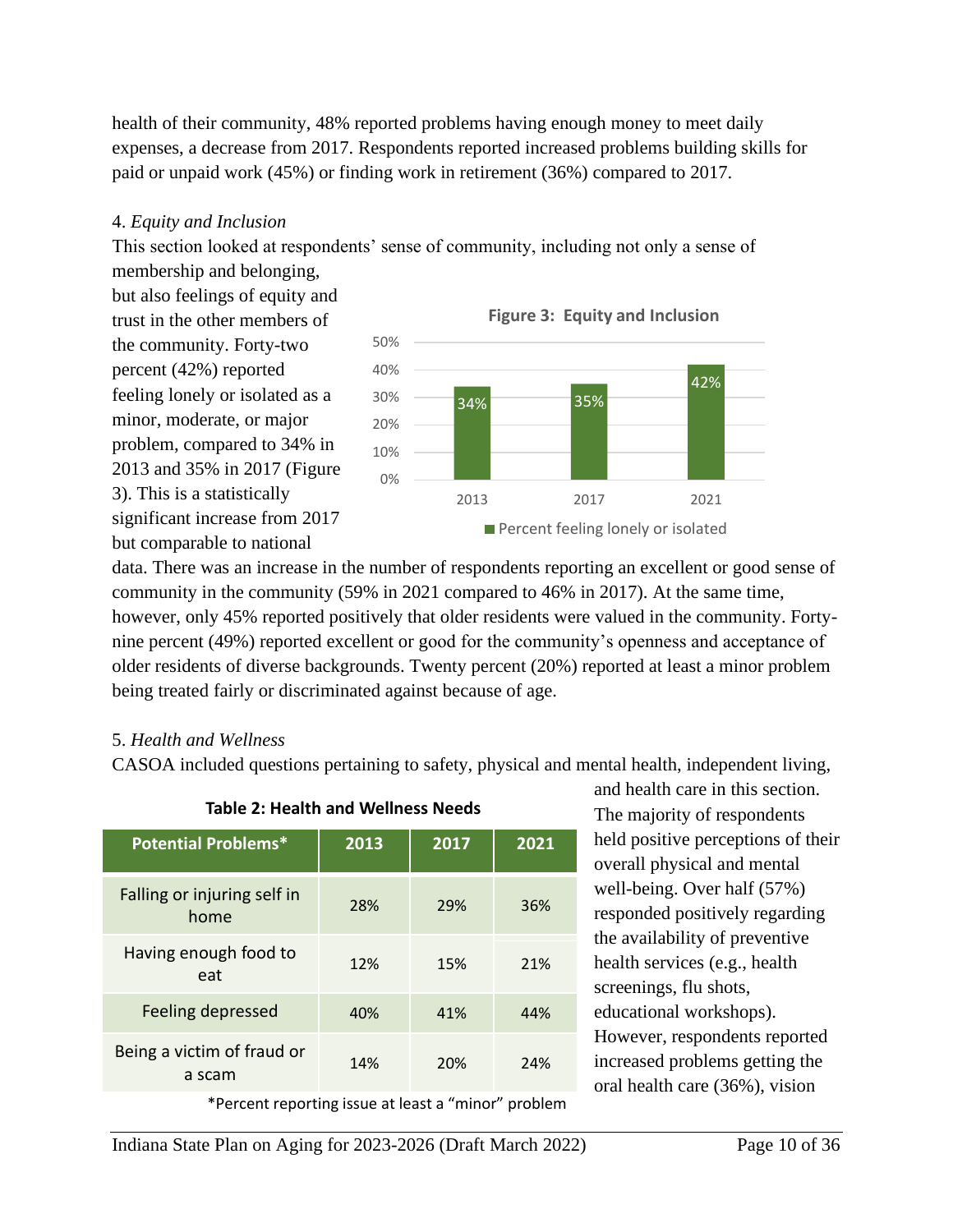health of their community, 48% reported problems having enough money to meet daily expenses, a decrease from 2017. Respondents reported increased problems building skills for paid or unpaid work (45%) or finding work in retirement (36%) compared to 2017.

4. *Equity and Inclusion*

This section looked at respondents' sense of community, including not only a sense of membership and belonging, but also feelings of equity and trust in the other members of the community. Forty-two percent (42%) reported feeling lonely or isolated as a minor, moderate, or major problem, compared to 34% in 2013 and 35% in 2017 (Figure 3). This is a statistically significant increase from 2017 but comparable to national data. There was an increase in the number of respondents reporting an excellent or good sense of community in the community (59% in 2021 compared to 46% in 2017). At the same time, however, only 45% reported positively that older residents were valued in the community. Forty-nine percent (49%) reported excellent or good for the community's openness and acceptance of older residents of diverse backgrounds. Twenty percent (20%) reported at least a minor problem being treated fairly or discriminated against because of age.

**Figure 3: Equity and Inclusion**

| Year | Percent feeling lonely or isolated |
|---|---|
| 2013 | 34% |
| 2017 | 35% |
| 2021 | 42% |

5. *Health and Wellness*

CASOA included questions pertaining to safety, physical and mental health, independent living, and health care in this section. The majority of respondents held positive perceptions of their overall physical and mental well-being. Over half (57%) responded positively regarding the availability of preventive health services (e.g., health screenings, flu shots, educational workshops). However, respondents reported increased problems getting the oral health care (36%), vision

**Table 2: Health and Wellness Needs**

| Potential Problems* | 2013 | 2017 | 2021 |
|---|---|---|---|
| Falling or injuring self in home | 28% | 29% | 36% |
| Having enough food to eat | 12% | 15% | 21% |
| Feeling depressed | 40% | 41% | 44% |
| Being a victim of fraud or a scam | 14% | 20% | 24% |

*Percent reporting issue at least a "minor" problem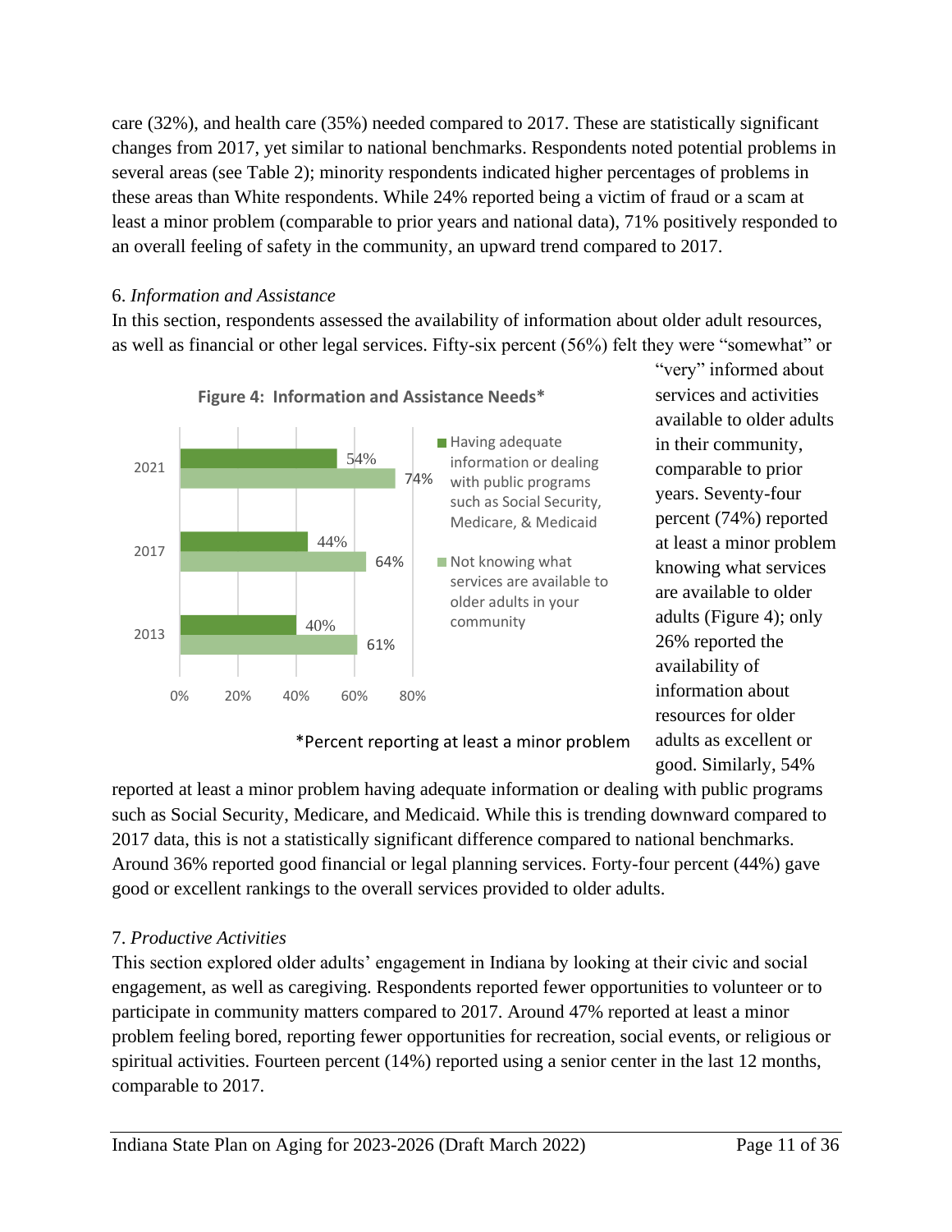care (32%), and health care (35%) needed compared to 2017. These are statistically significant changes from 2017, yet similar to national benchmarks. Respondents noted potential problems in several areas (see Table 2); minority respondents indicated higher percentages of problems in these areas than White respondents. While 24% reported being a victim of fraud or a scam at least a minor problem (comparable to prior years and national data), 71% positively responded to an overall feeling of safety in the community, an upward trend compared to 2017.

6. *Information and Assistance*

In this section, respondents assessed the availability of information about older adult resources, as well as financial or other legal services. Fifty-six percent (56%) felt they were "somewhat" or "very" informed about services and activities available to older adults in their community, comparable to prior years. Seventy-four percent (74%) reported at least a minor problem knowing what services are available to older adults (Figure 4); only 26% reported the availability of information about resources for older adults as excellent or good. Similarly, 54% reported at least a minor problem having adequate information or dealing with public programs such as Social Security, Medicare, and Medicaid. While this is trending downward compared to 2017 data, this is not a statistically significant difference compared to national benchmarks. Around 36% reported good financial or legal planning services. Forty-four percent (44%) gave good or excellent rankings to the overall services provided to older adults.

**Figure 4: Information and Assistance Needs***

| Year | Having adequate information or dealing with public programs such as Social Security, Medicare, & Medicaid | Not knowing what services are available to older adults in your community |
|---|---|---|
| 2021 | 54% | 74% |
| 2017 | 44% | 64% |
| 2013 | 40% | 61% |

*Percent reporting at least a minor problem

7. *Productive Activities*

This section explored older adults' engagement in Indiana by looking at their civic and social engagement, as well as caregiving. Respondents reported fewer opportunities to volunteer or to participate in community matters compared to 2017. Around 47% reported at least a minor problem feeling bored, reporting fewer opportunities for recreation, social events, or religious or spiritual activities. Fourteen percent (14%) reported using a senior center in the last 12 months, comparable to 2017.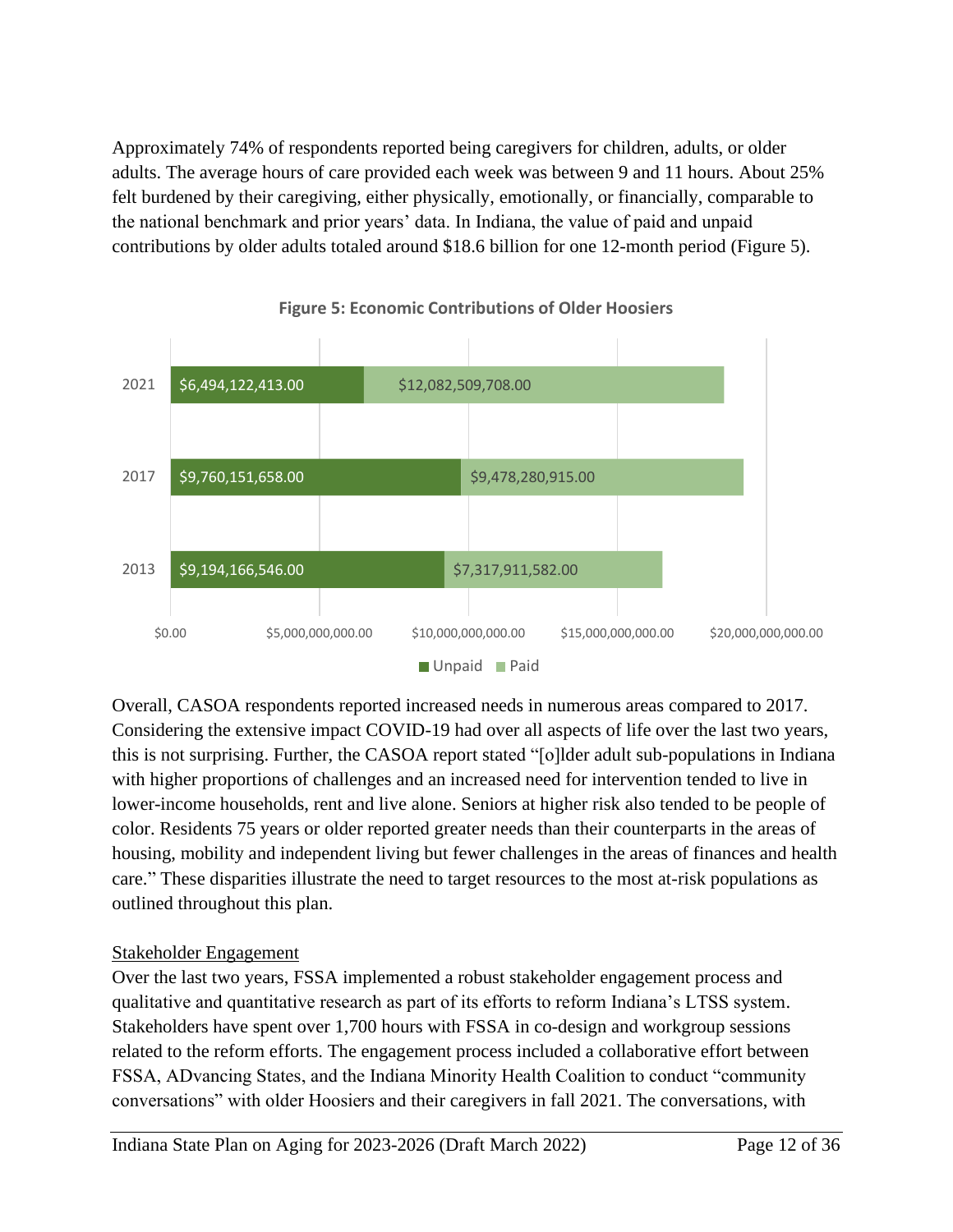Approximately 74% of respondents reported being caregivers for children, adults, or older adults. The average hours of care provided each week was between 9 and 11 hours. About 25% felt burdened by their caregiving, either physically, emotionally, or financially, comparable to the national benchmark and prior years' data. In Indiana, the value of paid and unpaid contributions by older adults totaled around $18.6 billion for one 12-month period (Figure 5).

**Figure 5: Economic Contributions of Older Hoosiers**

| Year | Unpaid | Paid |
|---|---|---|
| 2021 | $6,494,122,413.00 | $12,082,509,708.00 |
| 2017 | $9,760,151,658.00 | $9,478,280,915.00 |
| 2013 | $9,194,166,546.00 | $7,317,911,582.00 |

Overall, CASOA respondents reported increased needs in numerous areas compared to 2017. Considering the extensive impact COVID-19 had over all aspects of life over the last two years, this is not surprising. Further, the CASOA report stated "[o]lder adult sub-populations in Indiana with higher proportions of challenges and an increased need for intervention tended to live in lower-income households, rent and live alone. Seniors at higher risk also tended to be people of color. Residents 75 years or older reported greater needs than their counterparts in the areas of housing, mobility and independent living but fewer challenges in the areas of finances and health care." These disparities illustrate the need to target resources to the most at-risk populations as outlined throughout this plan.

Stakeholder Engagement

Over the last two years, FSSA implemented a robust stakeholder engagement process and qualitative and quantitative research as part of its efforts to reform Indiana's LTSS system. Stakeholders have spent over 1,700 hours with FSSA in co-design and workgroup sessions related to the reform efforts. The engagement process included a collaborative effort between FSSA, ADvancing States, and the Indiana Minority Health Coalition to conduct "community conversations" with older Hoosiers and their caregivers in fall 2021. The conversations, with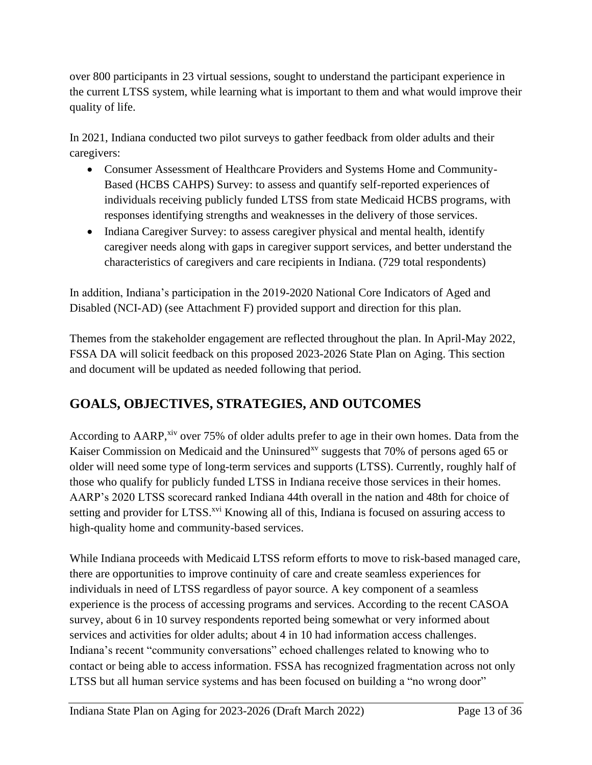over 800 participants in 23 virtual sessions, sought to understand the participant experience in the current LTSS system, while learning what is important to them and what would improve their quality of life.

In 2021, Indiana conducted two pilot surveys to gather feedback from older adults and their caregivers:

- Consumer Assessment of Healthcare Providers and Systems Home and Community-Based (HCBS CAHPS) Survey: to assess and quantify self-reported experiences of individuals receiving publicly funded LTSS from state Medicaid HCBS programs, with responses identifying strengths and weaknesses in the delivery of those services.
- Indiana Caregiver Survey: to assess caregiver physical and mental health, identify caregiver needs along with gaps in caregiver support services, and better understand the characteristics of caregivers and care recipients in Indiana. (729 total respondents)

In addition, Indiana's participation in the 2019-2020 National Core Indicators of Aged and Disabled (NCI-AD) (see Attachment F) provided support and direction for this plan.

Themes from the stakeholder engagement are reflected throughout the plan. In April-May 2022, FSSA DA will solicit feedback on this proposed 2023-2026 State Plan on Aging. This section and document will be updated as needed following that period.

## GOALS, OBJECTIVES, STRATEGIES, AND OUTCOMES

According to AARP,[xiv] over 75% of older adults prefer to age in their own homes. Data from the Kaiser Commission on Medicaid and the Uninsured[xv] suggests that 70% of persons aged 65 or older will need some type of long-term services and supports (LTSS). Currently, roughly half of those who qualify for publicly funded LTSS in Indiana receive those services in their homes. AARP's 2020 LTSS scorecard ranked Indiana 44th overall in the nation and 48th for choice of setting and provider for LTSS.[xvi] Knowing all of this, Indiana is focused on assuring access to high-quality home and community-based services.

While Indiana proceeds with Medicaid LTSS reform efforts to move to risk-based managed care, there are opportunities to improve continuity of care and create seamless experiences for individuals in need of LTSS regardless of payor source. A key component of a seamless experience is the process of accessing programs and services. According to the recent CASOA survey, about 6 in 10 survey respondents reported being somewhat or very informed about services and activities for older adults; about 4 in 10 had information access challenges. Indiana's recent "community conversations" echoed challenges related to knowing who to contact or being able to access information. FSSA has recognized fragmentation across not only LTSS but all human service systems and has been focused on building a "no wrong door"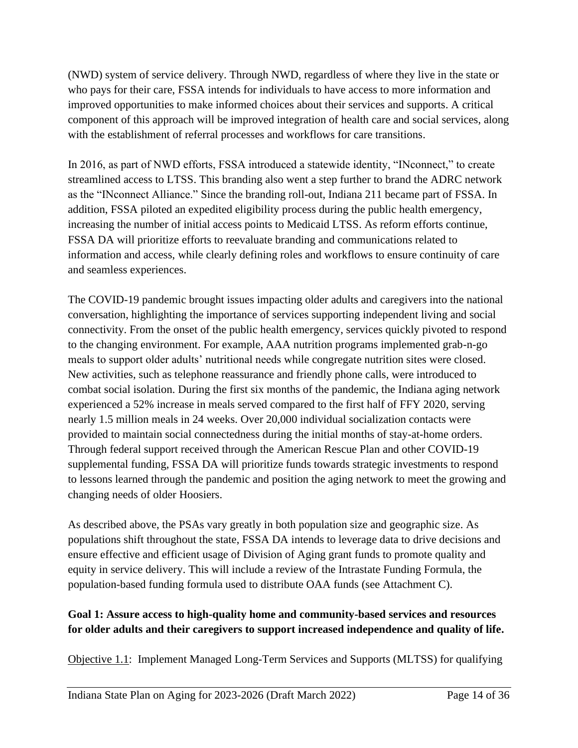(NWD) system of service delivery. Through NWD, regardless of where they live in the state or who pays for their care, FSSA intends for individuals to have access to more information and improved opportunities to make informed choices about their services and supports. A critical component of this approach will be improved integration of health care and social services, along with the establishment of referral processes and workflows for care transitions.

In 2016, as part of NWD efforts, FSSA introduced a statewide identity, "INconnect," to create streamlined access to LTSS. This branding also went a step further to brand the ADRC network as the "INconnect Alliance." Since the branding roll-out, Indiana 211 became part of FSSA. In addition, FSSA piloted an expedited eligibility process during the public health emergency, increasing the number of initial access points to Medicaid LTSS. As reform efforts continue, FSSA DA will prioritize efforts to reevaluate branding and communications related to information and access, while clearly defining roles and workflows to ensure continuity of care and seamless experiences.

The COVID-19 pandemic brought issues impacting older adults and caregivers into the national conversation, highlighting the importance of services supporting independent living and social connectivity. From the onset of the public health emergency, services quickly pivoted to respond to the changing environment. For example, AAA nutrition programs implemented grab-n-go meals to support older adults' nutritional needs while congregate nutrition sites were closed. New activities, such as telephone reassurance and friendly phone calls, were introduced to combat social isolation. During the first six months of the pandemic, the Indiana aging network experienced a 52% increase in meals served compared to the first half of FFY 2020, serving nearly 1.5 million meals in 24 weeks. Over 20,000 individual socialization contacts were provided to maintain social connectedness during the initial months of stay-at-home orders. Through federal support received through the American Rescue Plan and other COVID-19 supplemental funding, FSSA DA will prioritize funds towards strategic investments to respond to lessons learned through the pandemic and position the aging network to meet the growing and changing needs of older Hoosiers.

As described above, the PSAs vary greatly in both population size and geographic size. As populations shift throughout the state, FSSA DA intends to leverage data to drive decisions and ensure effective and efficient usage of Division of Aging grant funds to promote quality and equity in service delivery. This will include a review of the Intrastate Funding Formula, the population-based funding formula used to distribute OAA funds (see Attachment C).

**Goal 1: Assure access to high-quality home and community-based services and resources for older adults and their caregivers to support increased independence and quality of life.**

Objective 1.1: Implement Managed Long-Term Services and Supports (MLTSS) for qualifying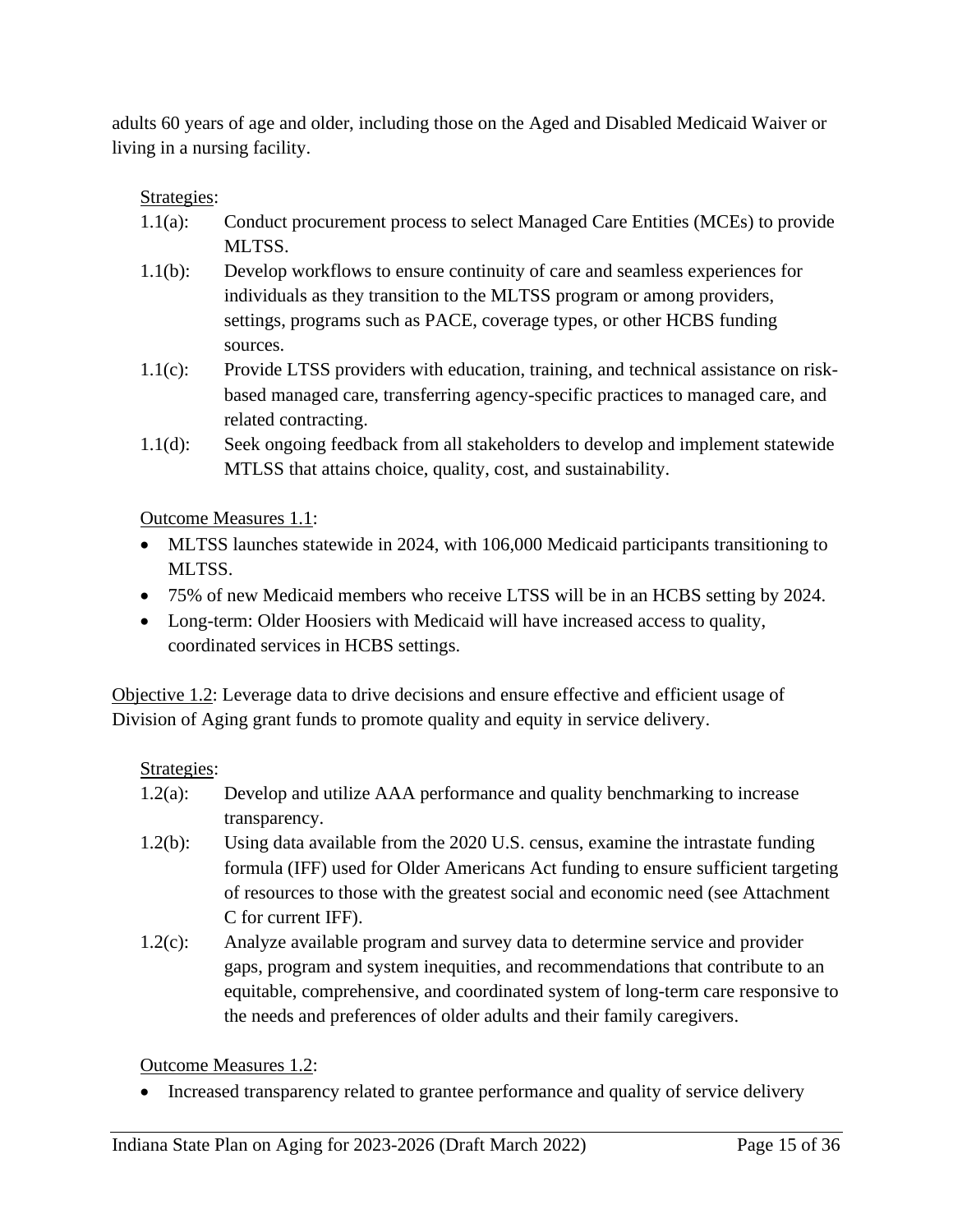adults 60 years of age and older, including those on the Aged and Disabled Medicaid Waiver or living in a nursing facility.

Strategies:

- 1.1(a): Conduct procurement process to select Managed Care Entities (MCEs) to provide MLTSS.
- 1.1(b): Develop workflows to ensure continuity of care and seamless experiences for individuals as they transition to the MLTSS program or among providers, settings, programs such as PACE, coverage types, or other HCBS funding sources.
- 1.1(c): Provide LTSS providers with education, training, and technical assistance on risk-based managed care, transferring agency-specific practices to managed care, and related contracting.
- 1.1(d): Seek ongoing feedback from all stakeholders to develop and implement statewide MTLSS that attains choice, quality, cost, and sustainability.

Outcome Measures 1.1:

- MLTSS launches statewide in 2024, with 106,000 Medicaid participants transitioning to MLTSS.
- 75% of new Medicaid members who receive LTSS will be in an HCBS setting by 2024.
- Long-term: Older Hoosiers with Medicaid will have increased access to quality, coordinated services in HCBS settings.

Objective 1.2: Leverage data to drive decisions and ensure effective and efficient usage of Division of Aging grant funds to promote quality and equity in service delivery.

Strategies:

- 1.2(a): Develop and utilize AAA performance and quality benchmarking to increase transparency.
- 1.2(b): Using data available from the 2020 U.S. census, examine the intrastate funding formula (IFF) used for Older Americans Act funding to ensure sufficient targeting of resources to those with the greatest social and economic need (see Attachment C for current IFF).
- 1.2(c): Analyze available program and survey data to determine service and provider gaps, program and system inequities, and recommendations that contribute to an equitable, comprehensive, and coordinated system of long-term care responsive to the needs and preferences of older adults and their family caregivers.

Outcome Measures 1.2:

- Increased transparency related to grantee performance and quality of service delivery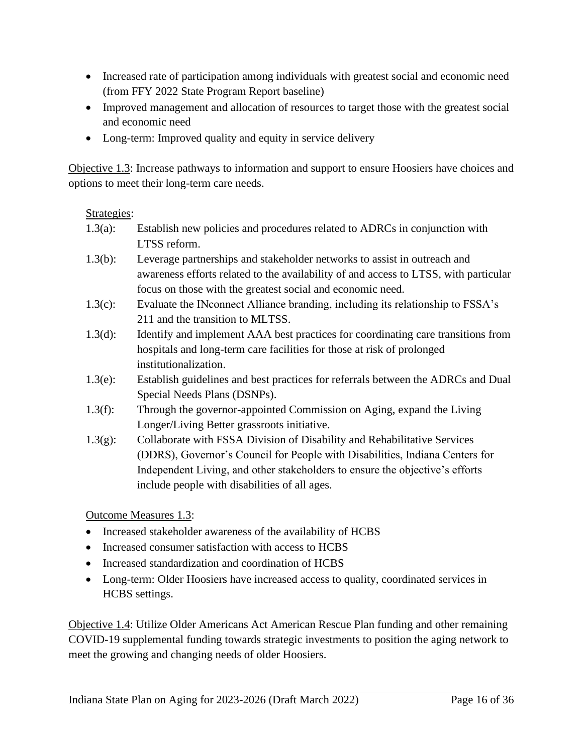- Increased rate of participation among individuals with greatest social and economic need (from FFY 2022 State Program Report baseline)
- Improved management and allocation of resources to target those with the greatest social and economic need
- Long-term: Improved quality and equity in service delivery

Objective 1.3: Increase pathways to information and support to ensure Hoosiers have choices and options to meet their long-term care needs.

Strategies:

1.3(a): Establish new policies and procedures related to ADRCs in conjunction with LTSS reform.

1.3(b): Leverage partnerships and stakeholder networks to assist in outreach and awareness efforts related to the availability of and access to LTSS, with particular focus on those with the greatest social and economic need.

1.3(c): Evaluate the INconnect Alliance branding, including its relationship to FSSA's 211 and the transition to MLTSS.

1.3(d): Identify and implement AAA best practices for coordinating care transitions from hospitals and long-term care facilities for those at risk of prolonged institutionalization.

1.3(e): Establish guidelines and best practices for referrals between the ADRCs and Dual Special Needs Plans (DSNPs).

1.3(f): Through the governor-appointed Commission on Aging, expand the Living Longer/Living Better grassroots initiative.

1.3(g): Collaborate with FSSA Division of Disability and Rehabilitative Services (DDRS), Governor's Council for People with Disabilities, Indiana Centers for Independent Living, and other stakeholders to ensure the objective's efforts include people with disabilities of all ages.

Outcome Measures 1.3:

- Increased stakeholder awareness of the availability of HCBS
- Increased consumer satisfaction with access to HCBS
- Increased standardization and coordination of HCBS
- Long-term: Older Hoosiers have increased access to quality, coordinated services in HCBS settings.

Objective 1.4: Utilize Older Americans Act American Rescue Plan funding and other remaining COVID-19 supplemental funding towards strategic investments to position the aging network to meet the growing and changing needs of older Hoosiers.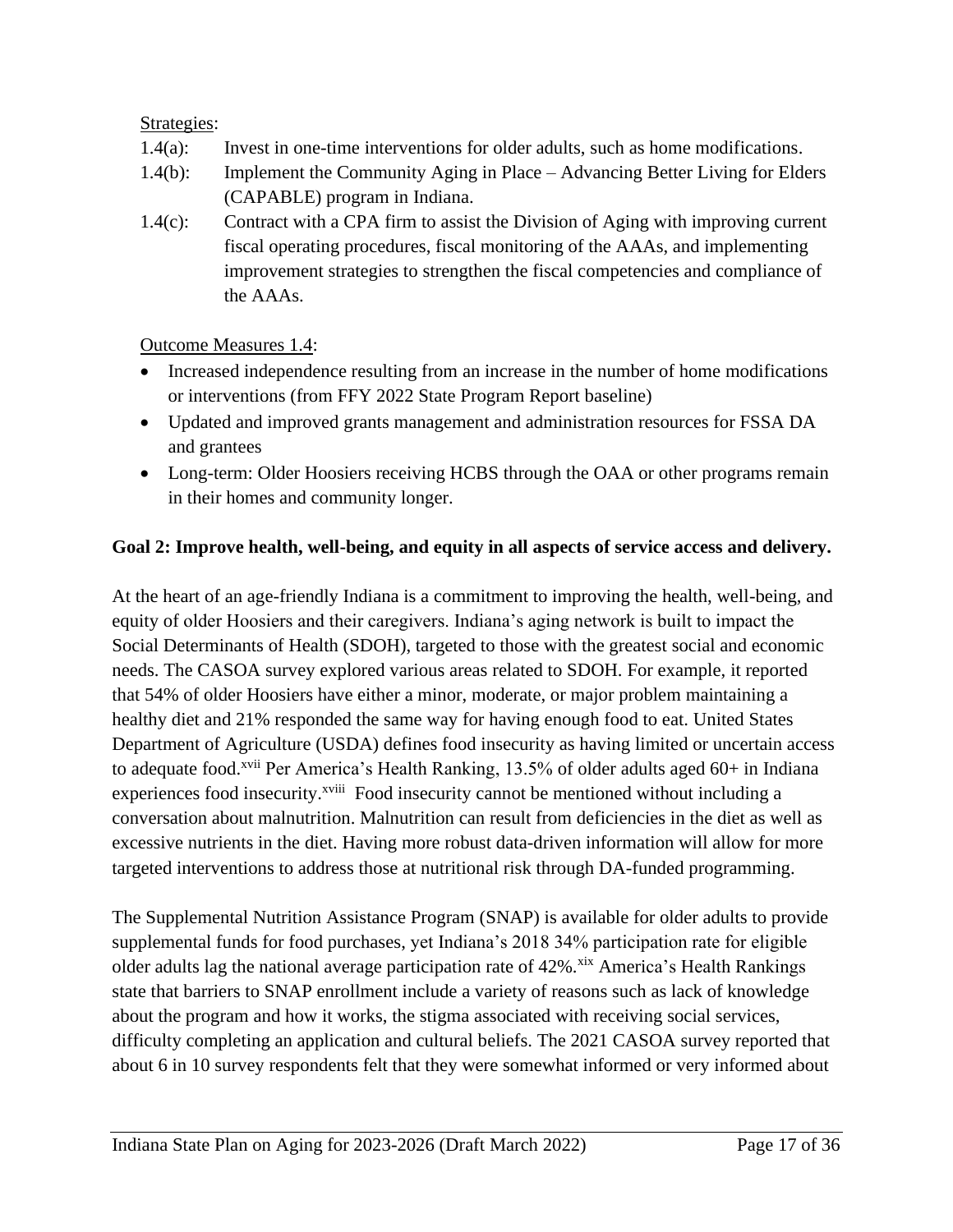Strategies:

1.4(a): Invest in one-time interventions for older adults, such as home modifications.

1.4(b): Implement the Community Aging in Place – Advancing Better Living for Elders (CAPABLE) program in Indiana.

1.4(c): Contract with a CPA firm to assist the Division of Aging with improving current fiscal operating procedures, fiscal monitoring of the AAAs, and implementing improvement strategies to strengthen the fiscal competencies and compliance of the AAAs.

Outcome Measures 1.4:

- Increased independence resulting from an increase in the number of home modifications or interventions (from FFY 2022 State Program Report baseline)
- Updated and improved grants management and administration resources for FSSA DA and grantees
- Long-term: Older Hoosiers receiving HCBS through the OAA or other programs remain in their homes and community longer.

**Goal 2: Improve health, well-being, and equity in all aspects of service access and delivery.**

At the heart of an age-friendly Indiana is a commitment to improving the health, well-being, and equity of older Hoosiers and their caregivers. Indiana's aging network is built to impact the Social Determinants of Health (SDOH), targeted to those with the greatest social and economic needs. The CASOA survey explored various areas related to SDOH. For example, it reported that 54% of older Hoosiers have either a minor, moderate, or major problem maintaining a healthy diet and 21% responded the same way for having enough food to eat. United States Department of Agriculture (USDA) defines food insecurity as having limited or uncertain access to adequate food.[xvii] Per America's Health Ranking, 13.5% of older adults aged 60+ in Indiana experiences food insecurity.[xviii] Food insecurity cannot be mentioned without including a conversation about malnutrition. Malnutrition can result from deficiencies in the diet as well as excessive nutrients in the diet. Having more robust data-driven information will allow for more targeted interventions to address those at nutritional risk through DA-funded programming.

The Supplemental Nutrition Assistance Program (SNAP) is available for older adults to provide supplemental funds for food purchases, yet Indiana's 2018 34% participation rate for eligible older adults lag the national average participation rate of 42%.[xix] America's Health Rankings state that barriers to SNAP enrollment include a variety of reasons such as lack of knowledge about the program and how it works, the stigma associated with receiving social services, difficulty completing an application and cultural beliefs. The 2021 CASOA survey reported that about 6 in 10 survey respondents felt that they were somewhat informed or very informed about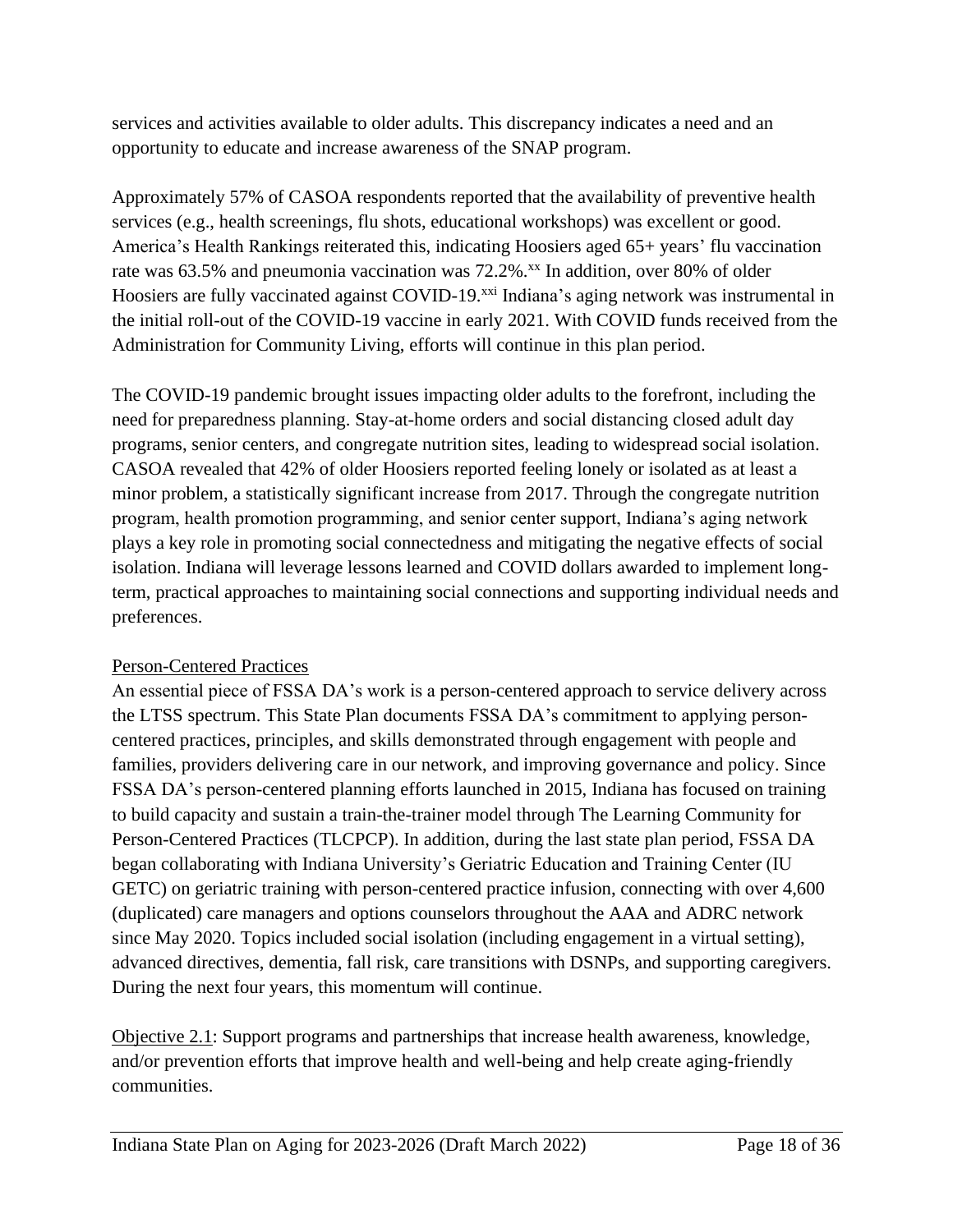services and activities available to older adults. This discrepancy indicates a need and an opportunity to educate and increase awareness of the SNAP program.

Approximately 57% of CASOA respondents reported that the availability of preventive health services (e.g., health screenings, flu shots, educational workshops) was excellent or good. America's Health Rankings reiterated this, indicating Hoosiers aged 65+ years' flu vaccination rate was 63.5% and pneumonia vaccination was 72.2%.[xx] In addition, over 80% of older Hoosiers are fully vaccinated against COVID-19.[xxi] Indiana's aging network was instrumental in the initial roll-out of the COVID-19 vaccine in early 2021. With COVID funds received from the Administration for Community Living, efforts will continue in this plan period.

The COVID-19 pandemic brought issues impacting older adults to the forefront, including the need for preparedness planning. Stay-at-home orders and social distancing closed adult day programs, senior centers, and congregate nutrition sites, leading to widespread social isolation. CASOA revealed that 42% of older Hoosiers reported feeling lonely or isolated as at least a minor problem, a statistically significant increase from 2017. Through the congregate nutrition program, health promotion programming, and senior center support, Indiana's aging network plays a key role in promoting social connectedness and mitigating the negative effects of social isolation. Indiana will leverage lessons learned and COVID dollars awarded to implement long-term, practical approaches to maintaining social connections and supporting individual needs and preferences.

Person-Centered Practices

An essential piece of FSSA DA's work is a person-centered approach to service delivery across the LTSS spectrum. This State Plan documents FSSA DA's commitment to applying person-centered practices, principles, and skills demonstrated through engagement with people and families, providers delivering care in our network, and improving governance and policy. Since FSSA DA's person-centered planning efforts launched in 2015, Indiana has focused on training to build capacity and sustain a train-the-trainer model through The Learning Community for Person-Centered Practices (TLCPCP). In addition, during the last state plan period, FSSA DA began collaborating with Indiana University's Geriatric Education and Training Center (IU GETC) on geriatric training with person-centered practice infusion, connecting with over 4,600 (duplicated) care managers and options counselors throughout the AAA and ADRC network since May 2020. Topics included social isolation (including engagement in a virtual setting), advanced directives, dementia, fall risk, care transitions with DSNPs, and supporting caregivers. During the next four years, this momentum will continue.

Objective 2.1: Support programs and partnerships that increase health awareness, knowledge, and/or prevention efforts that improve health and well-being and help create aging-friendly communities.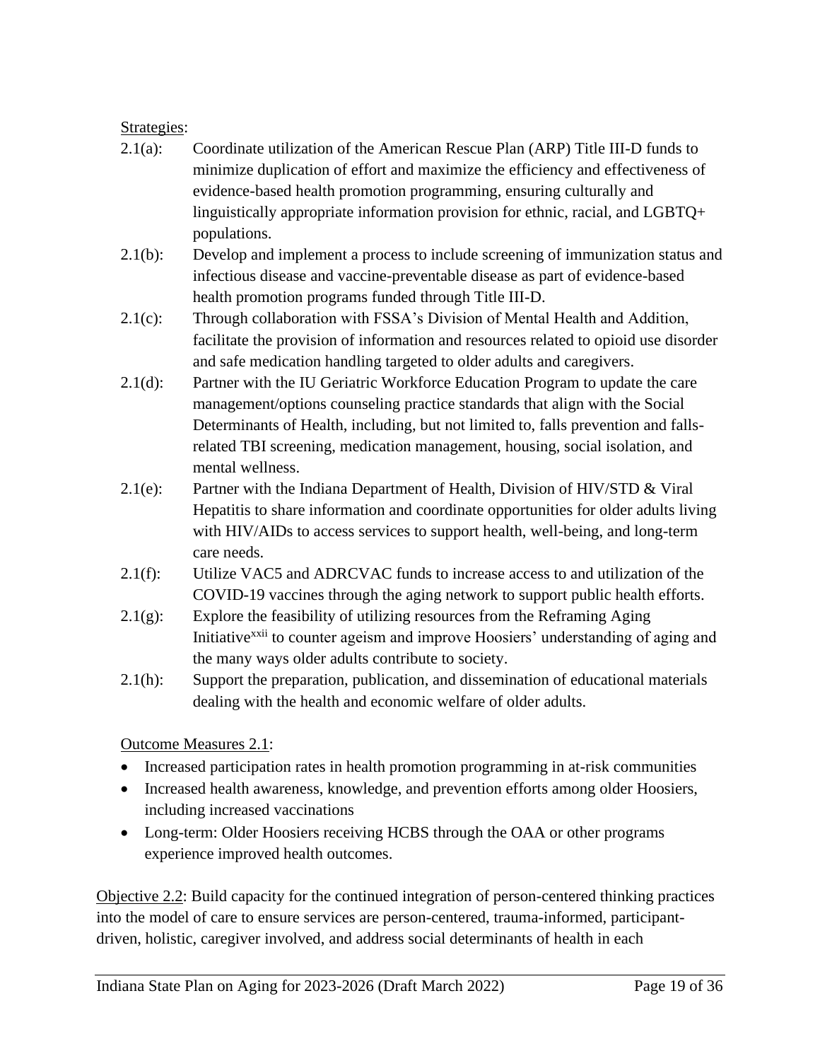Strategies:

2.1(a): Coordinate utilization of the American Rescue Plan (ARP) Title III-D funds to minimize duplication of effort and maximize the efficiency and effectiveness of evidence-based health promotion programming, ensuring culturally and linguistically appropriate information provision for ethnic, racial, and LGBTQ+ populations.

2.1(b): Develop and implement a process to include screening of immunization status and infectious disease and vaccine-preventable disease as part of evidence-based health promotion programs funded through Title III-D.

2.1(c): Through collaboration with FSSA's Division of Mental Health and Addition, facilitate the provision of information and resources related to opioid use disorder and safe medication handling targeted to older adults and caregivers.

2.1(d): Partner with the IU Geriatric Workforce Education Program to update the care management/options counseling practice standards that align with the Social Determinants of Health, including, but not limited to, falls prevention and falls-related TBI screening, medication management, housing, social isolation, and mental wellness.

2.1(e): Partner with the Indiana Department of Health, Division of HIV/STD & Viral Hepatitis to share information and coordinate opportunities for older adults living with HIV/AIDs to access services to support health, well-being, and long-term care needs.

2.1(f): Utilize VAC5 and ADRCVAC funds to increase access to and utilization of the COVID-19 vaccines through the aging network to support public health efforts.

2.1(g): Explore the feasibility of utilizing resources from the Reframing Aging Initiative[xxii] to counter ageism and improve Hoosiers' understanding of aging and the many ways older adults contribute to society.

2.1(h): Support the preparation, publication, and dissemination of educational materials dealing with the health and economic welfare of older adults.

Outcome Measures 2.1:

- Increased participation rates in health promotion programming in at-risk communities
- Increased health awareness, knowledge, and prevention efforts among older Hoosiers, including increased vaccinations
- Long-term: Older Hoosiers receiving HCBS through the OAA or other programs experience improved health outcomes.

Objective 2.2: Build capacity for the continued integration of person-centered thinking practices into the model of care to ensure services are person-centered, trauma-informed, participant-driven, holistic, caregiver involved, and address social determinants of health in each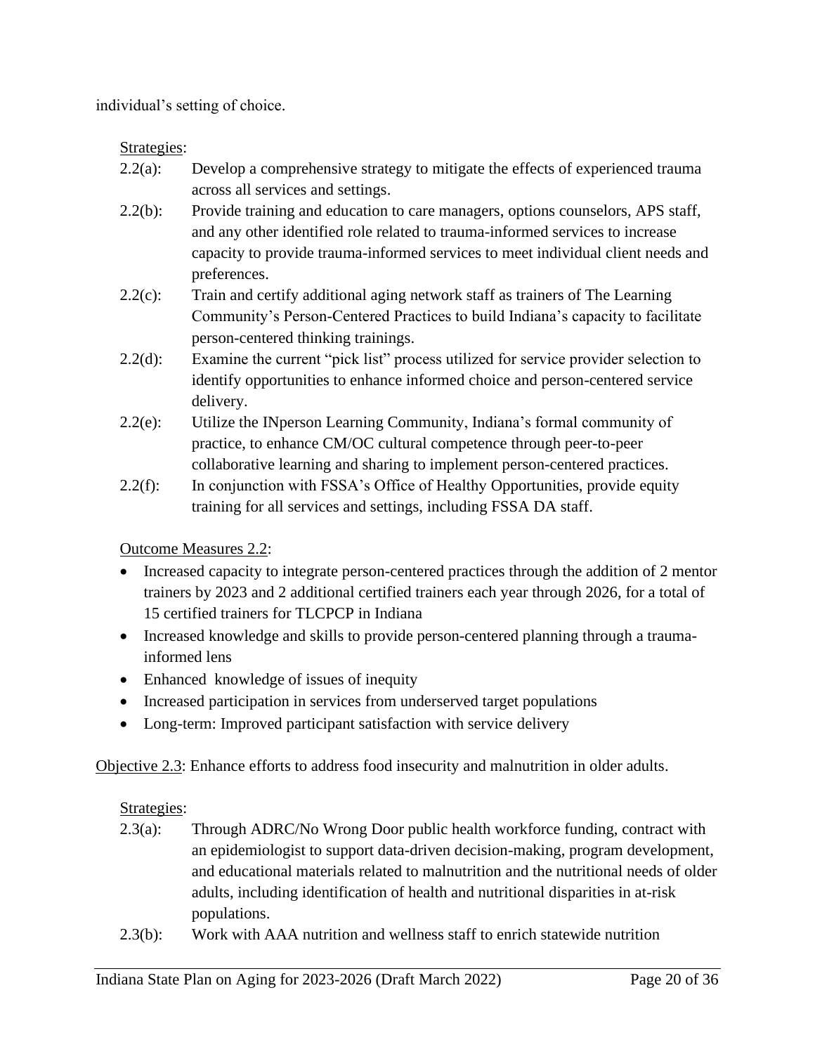individual's setting of choice.

Strategies:

- 2.2(a): Develop a comprehensive strategy to mitigate the effects of experienced trauma across all services and settings.
- 2.2(b): Provide training and education to care managers, options counselors, APS staff, and any other identified role related to trauma-informed services to increase capacity to provide trauma-informed services to meet individual client needs and preferences.
- 2.2(c): Train and certify additional aging network staff as trainers of The Learning Community's Person-Centered Practices to build Indiana's capacity to facilitate person-centered thinking trainings.
- 2.2(d): Examine the current "pick list" process utilized for service provider selection to identify opportunities to enhance informed choice and person-centered service delivery.
- 2.2(e): Utilize the INperson Learning Community, Indiana's formal community of practice, to enhance CM/OC cultural competence through peer-to-peer collaborative learning and sharing to implement person-centered practices.
- 2.2(f): In conjunction with FSSA's Office of Healthy Opportunities, provide equity training for all services and settings, including FSSA DA staff.

Outcome Measures 2.2:

- Increased capacity to integrate person-centered practices through the addition of 2 mentor trainers by 2023 and 2 additional certified trainers each year through 2026, for a total of 15 certified trainers for TLCPCP in Indiana
- Increased knowledge and skills to provide person-centered planning through a trauma-informed lens
- Enhanced knowledge of issues of inequity
- Increased participation in services from underserved target populations
- Long-term: Improved participant satisfaction with service delivery

Objective 2.3: Enhance efforts to address food insecurity and malnutrition in older adults.

Strategies:

- 2.3(a): Through ADRC/No Wrong Door public health workforce funding, contract with an epidemiologist to support data-driven decision-making, program development, and educational materials related to malnutrition and the nutritional needs of older adults, including identification of health and nutritional disparities in at-risk populations.
- 2.3(b): Work with AAA nutrition and wellness staff to enrich statewide nutrition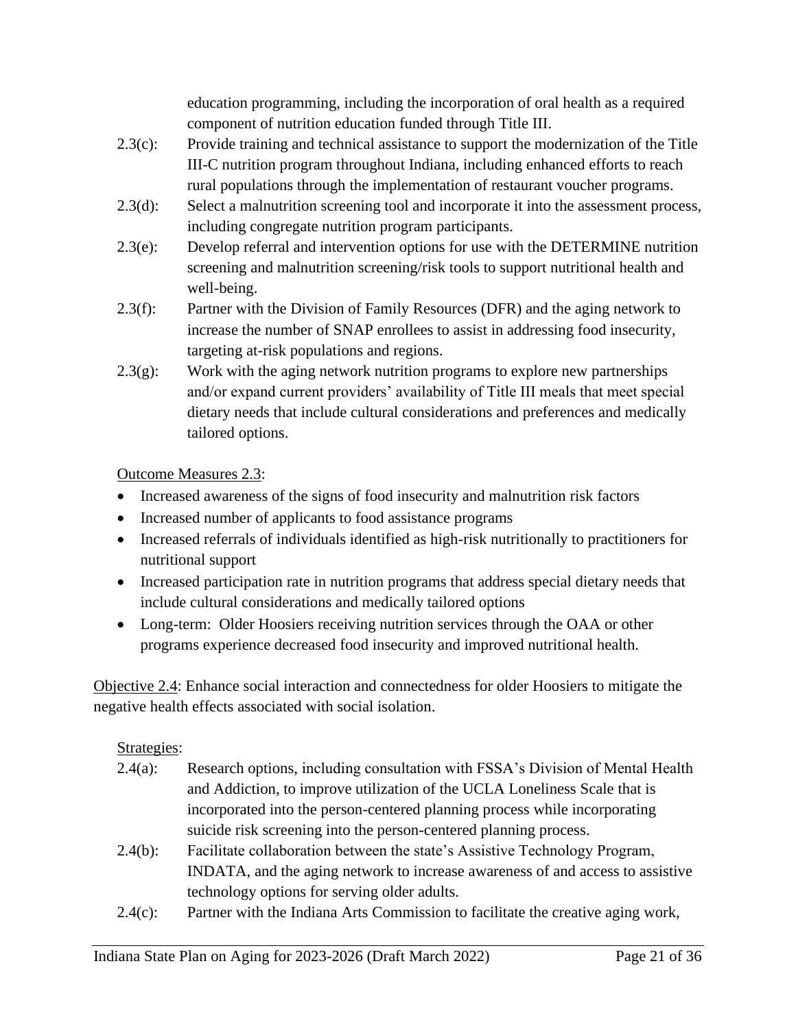education programming, including the incorporation of oral health as a required component of nutrition education funded through Title III.

2.3(c): Provide training and technical assistance to support the modernization of the Title III-C nutrition program throughout Indiana, including enhanced efforts to reach rural populations through the implementation of restaurant voucher programs.

2.3(d): Select a malnutrition screening tool and incorporate it into the assessment process, including congregate nutrition program participants.

2.3(e): Develop referral and intervention options for use with the DETERMINE nutrition screening and malnutrition screening/risk tools to support nutritional health and well-being.

2.3(f): Partner with the Division of Family Resources (DFR) and the aging network to increase the number of SNAP enrollees to assist in addressing food insecurity, targeting at-risk populations and regions.

2.3(g): Work with the aging network nutrition programs to explore new partnerships and/or expand current providers' availability of Title III meals that meet special dietary needs that include cultural considerations and preferences and medically tailored options.

Outcome Measures 2.3:

- Increased awareness of the signs of food insecurity and malnutrition risk factors
- Increased number of applicants to food assistance programs
- Increased referrals of individuals identified as high-risk nutritionally to practitioners for nutritional support
- Increased participation rate in nutrition programs that address special dietary needs that include cultural considerations and medically tailored options
- Long-term: Older Hoosiers receiving nutrition services through the OAA or other programs experience decreased food insecurity and improved nutritional health.

Objective 2.4: Enhance social interaction and connectedness for older Hoosiers to mitigate the negative health effects associated with social isolation.

Strategies:

2.4(a): Research options, including consultation with FSSA's Division of Mental Health and Addiction, to improve utilization of the UCLA Loneliness Scale that is incorporated into the person-centered planning process while incorporating suicide risk screening into the person-centered planning process.

2.4(b): Facilitate collaboration between the state's Assistive Technology Program, INDATA, and the aging network to increase awareness of and access to assistive technology options for serving older adults.

2.4(c): Partner with the Indiana Arts Commission to facilitate the creative aging work,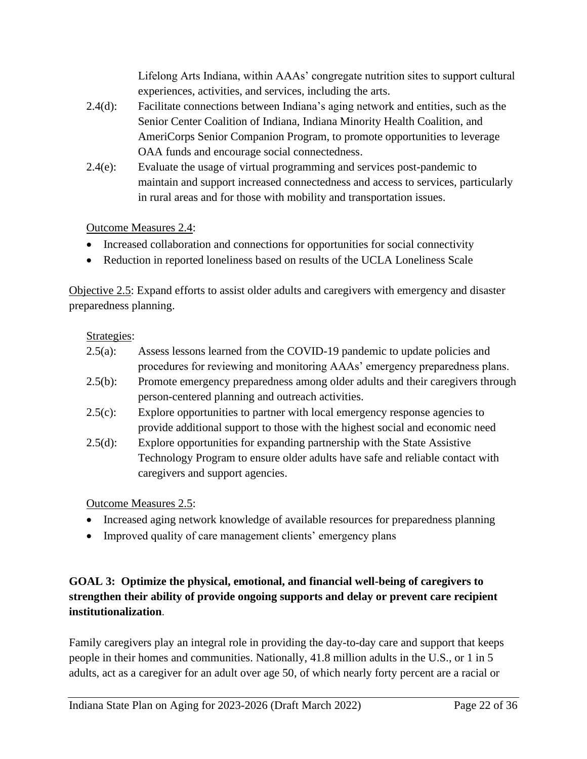Lifelong Arts Indiana, within AAAs' congregate nutrition sites to support cultural experiences, activities, and services, including the arts.

2.4(d): Facilitate connections between Indiana's aging network and entities, such as the Senior Center Coalition of Indiana, Indiana Minority Health Coalition, and AmeriCorps Senior Companion Program, to promote opportunities to leverage OAA funds and encourage social connectedness.

2.4(e): Evaluate the usage of virtual programming and services post-pandemic to maintain and support increased connectedness and access to services, particularly in rural areas and for those with mobility and transportation issues.

<u>Outcome Measures 2.4</u>:

- Increased collaboration and connections for opportunities for social connectivity
- Reduction in reported loneliness based on results of the UCLA Loneliness Scale

<u>Objective 2.5</u>: Expand efforts to assist older adults and caregivers with emergency and disaster preparedness planning.

<u>Strategies</u>:

2.5(a): Assess lessons learned from the COVID-19 pandemic to update policies and procedures for reviewing and monitoring AAAs' emergency preparedness plans.

2.5(b): Promote emergency preparedness among older adults and their caregivers through person-centered planning and outreach activities.

2.5(c): Explore opportunities to partner with local emergency response agencies to provide additional support to those with the highest social and economic need

2.5(d): Explore opportunities for expanding partnership with the State Assistive Technology Program to ensure older adults have safe and reliable contact with caregivers and support agencies.

<u>Outcome Measures 2.5</u>:

- Increased aging network knowledge of available resources for preparedness planning
- Improved quality of care management clients' emergency plans

**GOAL 3: Optimize the physical, emotional, and financial well-being of caregivers to strengthen their ability of provide ongoing supports and delay or prevent care recipient institutionalization**.

Family caregivers play an integral role in providing the day-to-day care and support that keeps people in their homes and communities. Nationally, 41.8 million adults in the U.S., or 1 in 5 adults, act as a caregiver for an adult over age 50, of which nearly forty percent are a racial or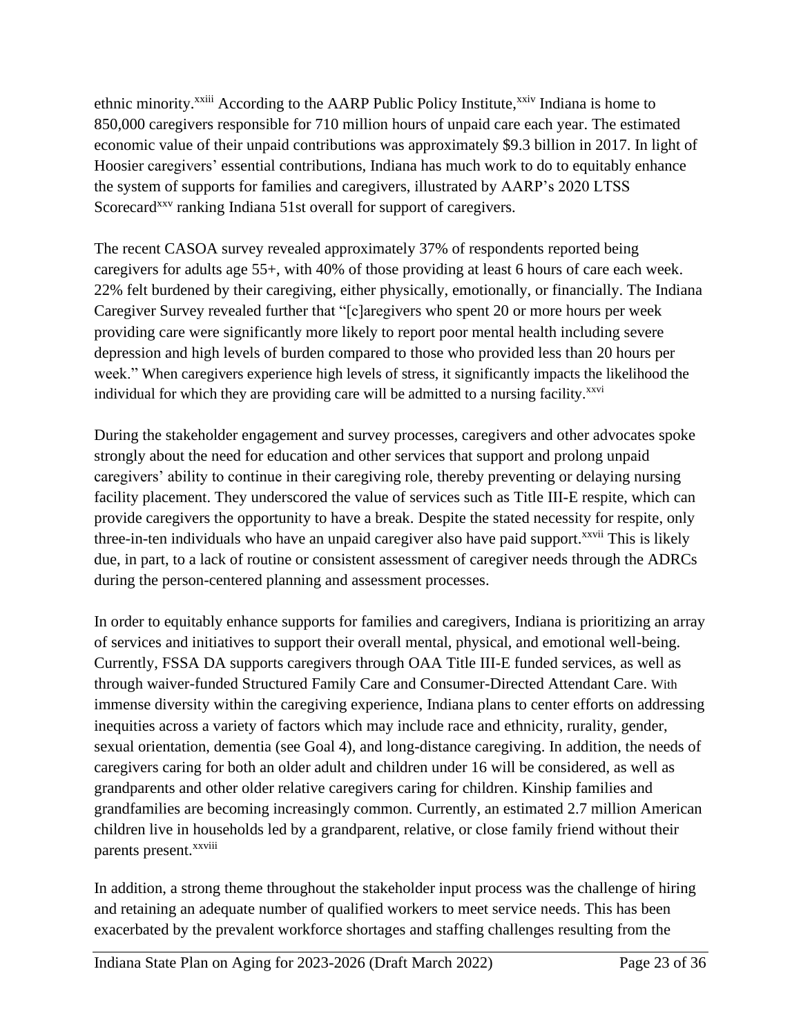ethnic minority.[xxiii] According to the AARP Public Policy Institute,[xxiv] Indiana is home to 850,000 caregivers responsible for 710 million hours of unpaid care each year. The estimated economic value of their unpaid contributions was approximately $9.3 billion in 2017. In light of Hoosier caregivers' essential contributions, Indiana has much work to do to equitably enhance the system of supports for families and caregivers, illustrated by AARP's 2020 LTSS Scorecard[xxv] ranking Indiana 51st overall for support of caregivers.

The recent CASOA survey revealed approximately 37% of respondents reported being caregivers for adults age 55+, with 40% of those providing at least 6 hours of care each week. 22% felt burdened by their caregiving, either physically, emotionally, or financially. The Indiana Caregiver Survey revealed further that "[c]aregivers who spent 20 or more hours per week providing care were significantly more likely to report poor mental health including severe depression and high levels of burden compared to those who provided less than 20 hours per week." When caregivers experience high levels of stress, it significantly impacts the likelihood the individual for which they are providing care will be admitted to a nursing facility.[xxvi]

During the stakeholder engagement and survey processes, caregivers and other advocates spoke strongly about the need for education and other services that support and prolong unpaid caregivers' ability to continue in their caregiving role, thereby preventing or delaying nursing facility placement. They underscored the value of services such as Title III-E respite, which can provide caregivers the opportunity to have a break. Despite the stated necessity for respite, only three-in-ten individuals who have an unpaid caregiver also have paid support.[xxvii] This is likely due, in part, to a lack of routine or consistent assessment of caregiver needs through the ADRCs during the person-centered planning and assessment processes.

In order to equitably enhance supports for families and caregivers, Indiana is prioritizing an array of services and initiatives to support their overall mental, physical, and emotional well-being. Currently, FSSA DA supports caregivers through OAA Title III-E funded services, as well as through waiver-funded Structured Family Care and Consumer-Directed Attendant Care. With immense diversity within the caregiving experience, Indiana plans to center efforts on addressing inequities across a variety of factors which may include race and ethnicity, rurality, gender, sexual orientation, dementia (see Goal 4), and long-distance caregiving. In addition, the needs of caregivers caring for both an older adult and children under 16 will be considered, as well as grandparents and other older relative caregivers caring for children. Kinship families and grandfamilies are becoming increasingly common. Currently, an estimated 2.7 million American children live in households led by a grandparent, relative, or close family friend without their parents present.[xxviii]

In addition, a strong theme throughout the stakeholder input process was the challenge of hiring and retaining an adequate number of qualified workers to meet service needs. This has been exacerbated by the prevalent workforce shortages and staffing challenges resulting from the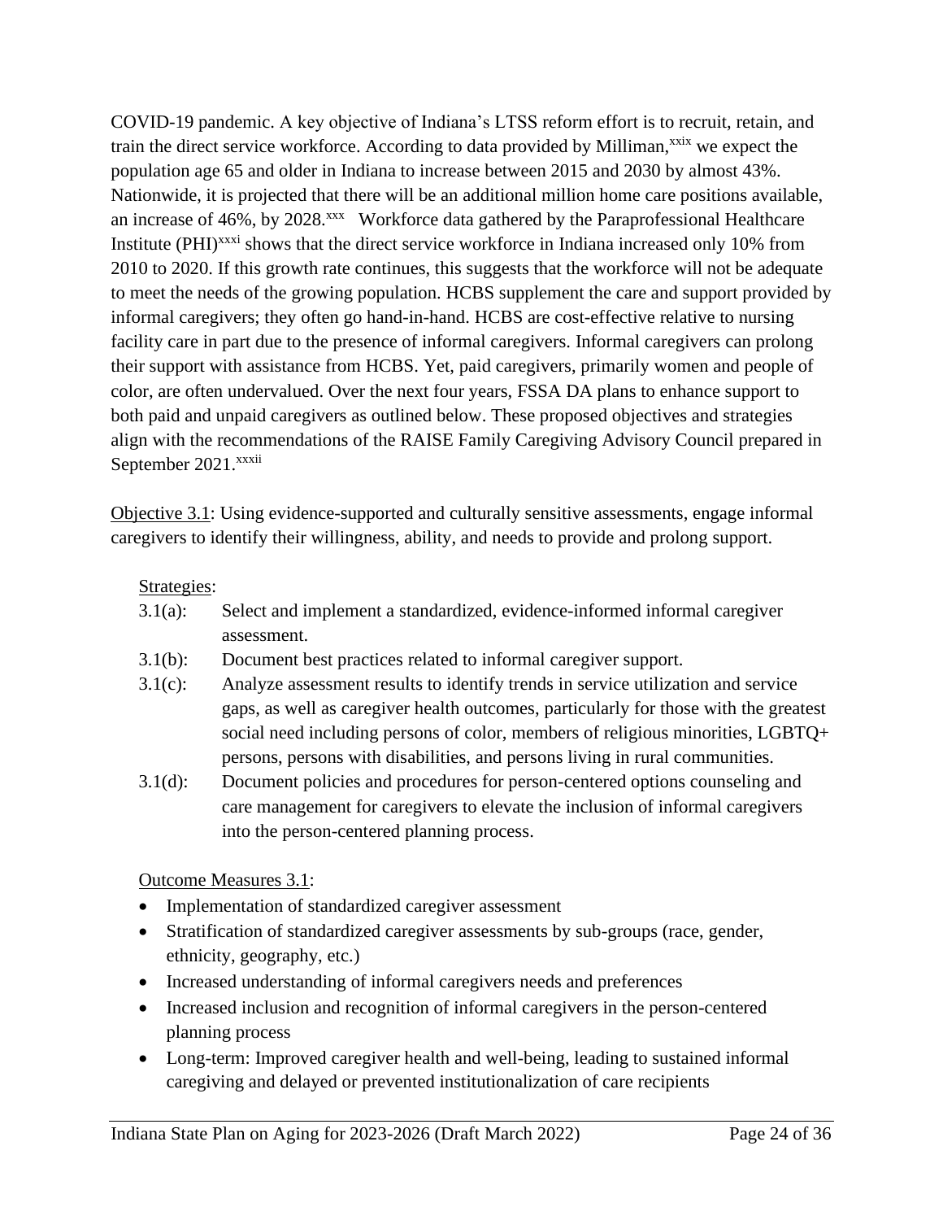COVID-19 pandemic. A key objective of Indiana's LTSS reform effort is to recruit, retain, and train the direct service workforce. According to data provided by Milliman,[xxix] we expect the population age 65 and older in Indiana to increase between 2015 and 2030 by almost 43%. Nationwide, it is projected that there will be an additional million home care positions available, an increase of 46%, by 2028.[xxx] Workforce data gathered by the Paraprofessional Healthcare Institute (PHI)[xxxi] shows that the direct service workforce in Indiana increased only 10% from 2010 to 2020. If this growth rate continues, this suggests that the workforce will not be adequate to meet the needs of the growing population. HCBS supplement the care and support provided by informal caregivers; they often go hand-in-hand. HCBS are cost-effective relative to nursing facility care in part due to the presence of informal caregivers. Informal caregivers can prolong their support with assistance from HCBS. Yet, paid caregivers, primarily women and people of color, are often undervalued. Over the next four years, FSSA DA plans to enhance support to both paid and unpaid caregivers as outlined below. These proposed objectives and strategies align with the recommendations of the RAISE Family Caregiving Advisory Council prepared in September 2021.[xxxii]

Objective 3.1: Using evidence-supported and culturally sensitive assessments, engage informal caregivers to identify their willingness, ability, and needs to provide and prolong support.

Strategies:

- 3.1(a): Select and implement a standardized, evidence-informed informal caregiver assessment.
- 3.1(b): Document best practices related to informal caregiver support.
- 3.1(c): Analyze assessment results to identify trends in service utilization and service gaps, as well as caregiver health outcomes, particularly for those with the greatest social need including persons of color, members of religious minorities, LGBTQ+ persons, persons with disabilities, and persons living in rural communities.
- 3.1(d): Document policies and procedures for person-centered options counseling and care management for caregivers to elevate the inclusion of informal caregivers into the person-centered planning process.

Outcome Measures 3.1:

- Implementation of standardized caregiver assessment
- Stratification of standardized caregiver assessments by sub-groups (race, gender, ethnicity, geography, etc.)
- Increased understanding of informal caregivers needs and preferences
- Increased inclusion and recognition of informal caregivers in the person-centered planning process
- Long-term: Improved caregiver health and well-being, leading to sustained informal caregiving and delayed or prevented institutionalization of care recipients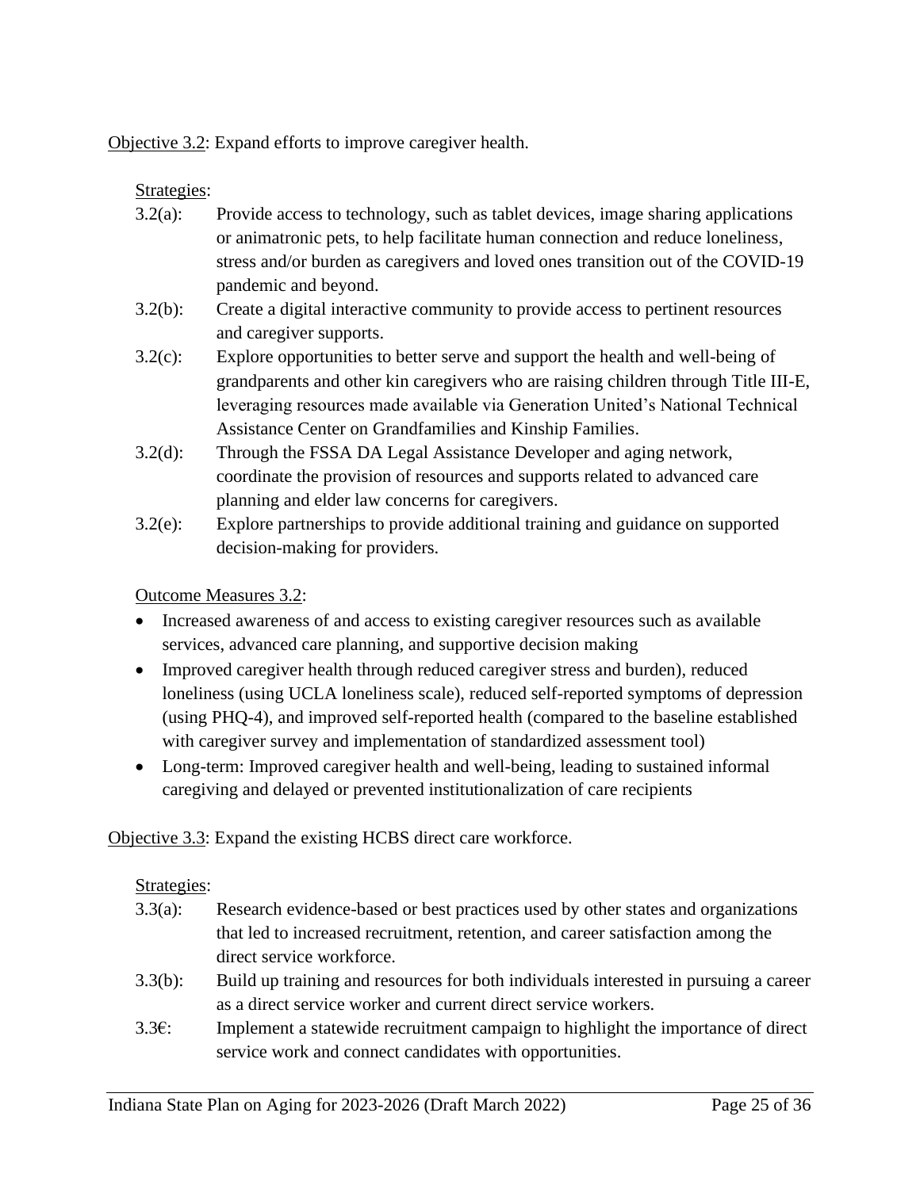Objective 3.2: Expand efforts to improve caregiver health.

Strategies:

- 3.2(a): Provide access to technology, such as tablet devices, image sharing applications or animatronic pets, to help facilitate human connection and reduce loneliness, stress and/or burden as caregivers and loved ones transition out of the COVID-19 pandemic and beyond.
- 3.2(b): Create a digital interactive community to provide access to pertinent resources and caregiver supports.
- 3.2(c): Explore opportunities to better serve and support the health and well-being of grandparents and other kin caregivers who are raising children through Title III-E, leveraging resources made available via Generation United's National Technical Assistance Center on Grandfamilies and Kinship Families.
- 3.2(d): Through the FSSA DA Legal Assistance Developer and aging network, coordinate the provision of resources and supports related to advanced care planning and elder law concerns for caregivers.
- 3.2(e): Explore partnerships to provide additional training and guidance on supported decision-making for providers.

Outcome Measures 3.2:

- Increased awareness of and access to existing caregiver resources such as available services, advanced care planning, and supportive decision making
- Improved caregiver health through reduced caregiver stress and burden), reduced loneliness (using UCLA loneliness scale), reduced self-reported symptoms of depression (using PHQ-4), and improved self-reported health (compared to the baseline established with caregiver survey and implementation of standardized assessment tool)
- Long-term: Improved caregiver health and well-being, leading to sustained informal caregiving and delayed or prevented institutionalization of care recipients

Objective 3.3: Expand the existing HCBS direct care workforce.

Strategies:

- 3.3(a): Research evidence-based or best practices used by other states and organizations that led to increased recruitment, retention, and career satisfaction among the direct service workforce.
- 3.3(b): Build up training and resources for both individuals interested in pursuing a career as a direct service worker and current direct service workers.
- 3.3€: Implement a statewide recruitment campaign to highlight the importance of direct service work and connect candidates with opportunities.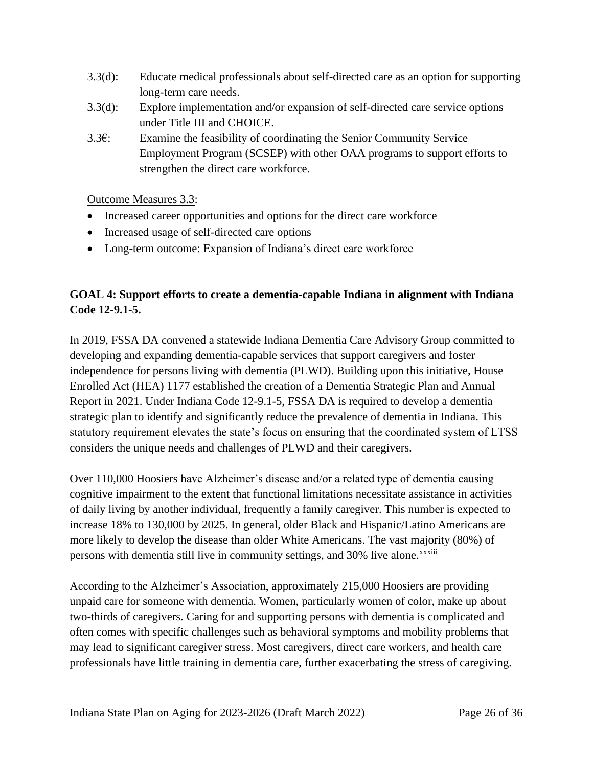3.3(d): Educate medical professionals about self-directed care as an option for supporting long-term care needs.

3.3(d): Explore implementation and/or expansion of self-directed care service options under Title III and CHOICE.

3.3€: Examine the feasibility of coordinating the Senior Community Service Employment Program (SCSEP) with other OAA programs to support efforts to strengthen the direct care workforce.

Outcome Measures 3.3:

- Increased career opportunities and options for the direct care workforce
- Increased usage of self-directed care options
- Long-term outcome: Expansion of Indiana's direct care workforce

**GOAL 4: Support efforts to create a dementia-capable Indiana in alignment with Indiana Code 12-9.1-5.**

In 2019, FSSA DA convened a statewide Indiana Dementia Care Advisory Group committed to developing and expanding dementia-capable services that support caregivers and foster independence for persons living with dementia (PLWD). Building upon this initiative, House Enrolled Act (HEA) 1177 established the creation of a Dementia Strategic Plan and Annual Report in 2021. Under Indiana Code 12-9.1-5, FSSA DA is required to develop a dementia strategic plan to identify and significantly reduce the prevalence of dementia in Indiana. This statutory requirement elevates the state's focus on ensuring that the coordinated system of LTSS considers the unique needs and challenges of PLWD and their caregivers.

Over 110,000 Hoosiers have Alzheimer's disease and/or a related type of dementia causing cognitive impairment to the extent that functional limitations necessitate assistance in activities of daily living by another individual, frequently a family caregiver. This number is expected to increase 18% to 130,000 by 2025. In general, older Black and Hispanic/Latino Americans are more likely to develop the disease than older White Americans. The vast majority (80%) of persons with dementia still live in community settings, and 30% live alone.[xxxiii]

According to the Alzheimer's Association, approximately 215,000 Hoosiers are providing unpaid care for someone with dementia. Women, particularly women of color, make up about two-thirds of caregivers. Caring for and supporting persons with dementia is complicated and often comes with specific challenges such as behavioral symptoms and mobility problems that may lead to significant caregiver stress. Most caregivers, direct care workers, and health care professionals have little training in dementia care, further exacerbating the stress of caregiving.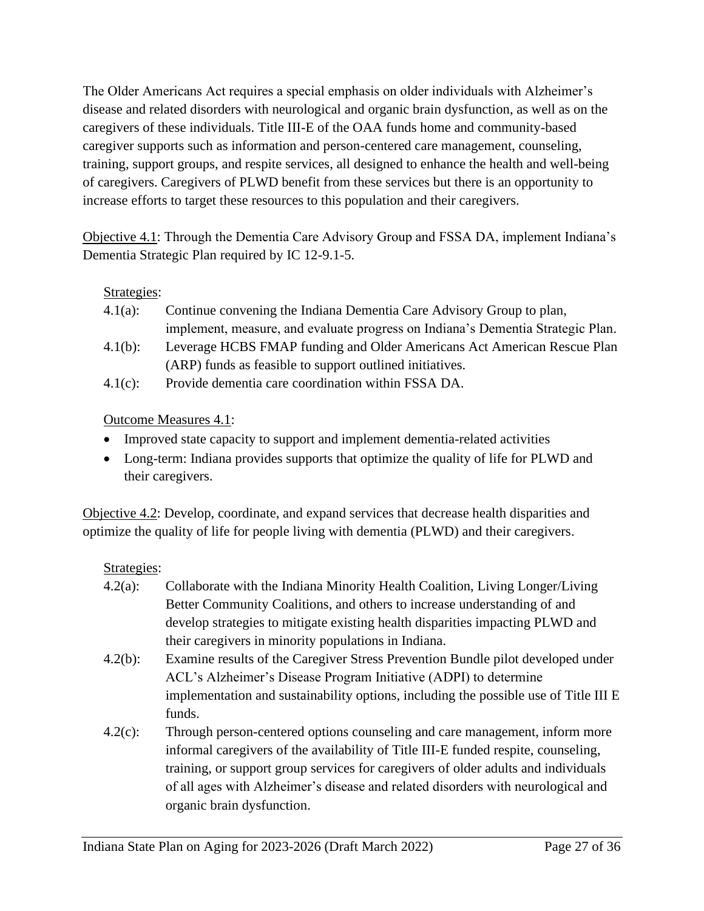The Older Americans Act requires a special emphasis on older individuals with Alzheimer's disease and related disorders with neurological and organic brain dysfunction, as well as on the caregivers of these individuals. Title III-E of the OAA funds home and community-based caregiver supports such as information and person-centered care management, counseling, training, support groups, and respite services, all designed to enhance the health and well-being of caregivers. Caregivers of PLWD benefit from these services but there is an opportunity to increase efforts to target these resources to this population and their caregivers.

<u>Objective 4.1</u>: Through the Dementia Care Advisory Group and FSSA DA, implement Indiana's Dementia Strategic Plan required by IC 12-9.1-5.

<u>Strategies</u>:

4.1(a): Continue convening the Indiana Dementia Care Advisory Group to plan, implement, measure, and evaluate progress on Indiana's Dementia Strategic Plan.

4.1(b): Leverage HCBS FMAP funding and Older Americans Act American Rescue Plan (ARP) funds as feasible to support outlined initiatives.

4.1(c): Provide dementia care coordination within FSSA DA.

<u>Outcome Measures 4.1</u>:

- Improved state capacity to support and implement dementia-related activities
- Long-term: Indiana provides supports that optimize the quality of life for PLWD and their caregivers.

<u>Objective 4.2</u>: Develop, coordinate, and expand services that decrease health disparities and optimize the quality of life for people living with dementia (PLWD) and their caregivers.

<u>Strategies</u>:

4.2(a): Collaborate with the Indiana Minority Health Coalition, Living Longer/Living Better Community Coalitions, and others to increase understanding of and develop strategies to mitigate existing health disparities impacting PLWD and their caregivers in minority populations in Indiana.

4.2(b): Examine results of the Caregiver Stress Prevention Bundle pilot developed under ACL's Alzheimer's Disease Program Initiative (ADPI) to determine implementation and sustainability options, including the possible use of Title III E funds.

4.2(c): Through person-centered options counseling and care management, inform more informal caregivers of the availability of Title III-E funded respite, counseling, training, or support group services for caregivers of older adults and individuals of all ages with Alzheimer's disease and related disorders with neurological and organic brain dysfunction.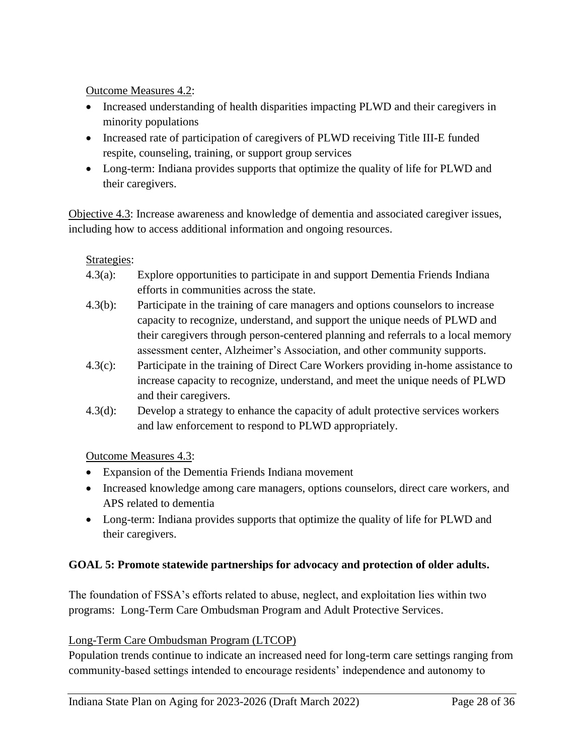Outcome Measures 4.2:

- Increased understanding of health disparities impacting PLWD and their caregivers in minority populations
- Increased rate of participation of caregivers of PLWD receiving Title III-E funded respite, counseling, training, or support group services
- Long-term: Indiana provides supports that optimize the quality of life for PLWD and their caregivers.

Objective 4.3: Increase awareness and knowledge of dementia and associated caregiver issues, including how to access additional information and ongoing resources.

Strategies:

4.3(a): Explore opportunities to participate in and support Dementia Friends Indiana efforts in communities across the state.

4.3(b): Participate in the training of care managers and options counselors to increase capacity to recognize, understand, and support the unique needs of PLWD and their caregivers through person-centered planning and referrals to a local memory assessment center, Alzheimer's Association, and other community supports.

4.3(c): Participate in the training of Direct Care Workers providing in-home assistance to increase capacity to recognize, understand, and meet the unique needs of PLWD and their caregivers.

4.3(d): Develop a strategy to enhance the capacity of adult protective services workers and law enforcement to respond to PLWD appropriately.

Outcome Measures 4.3:

- Expansion of the Dementia Friends Indiana movement
- Increased knowledge among care managers, options counselors, direct care workers, and APS related to dementia
- Long-term: Indiana provides supports that optimize the quality of life for PLWD and their caregivers.

## GOAL 5: Promote statewide partnerships for advocacy and protection of older adults.

The foundation of FSSA's efforts related to abuse, neglect, and exploitation lies within two programs: Long-Term Care Ombudsman Program and Adult Protective Services.

### Long-Term Care Ombudsman Program (LTCOP)

Population trends continue to indicate an increased need for long-term care settings ranging from community-based settings intended to encourage residents' independence and autonomy to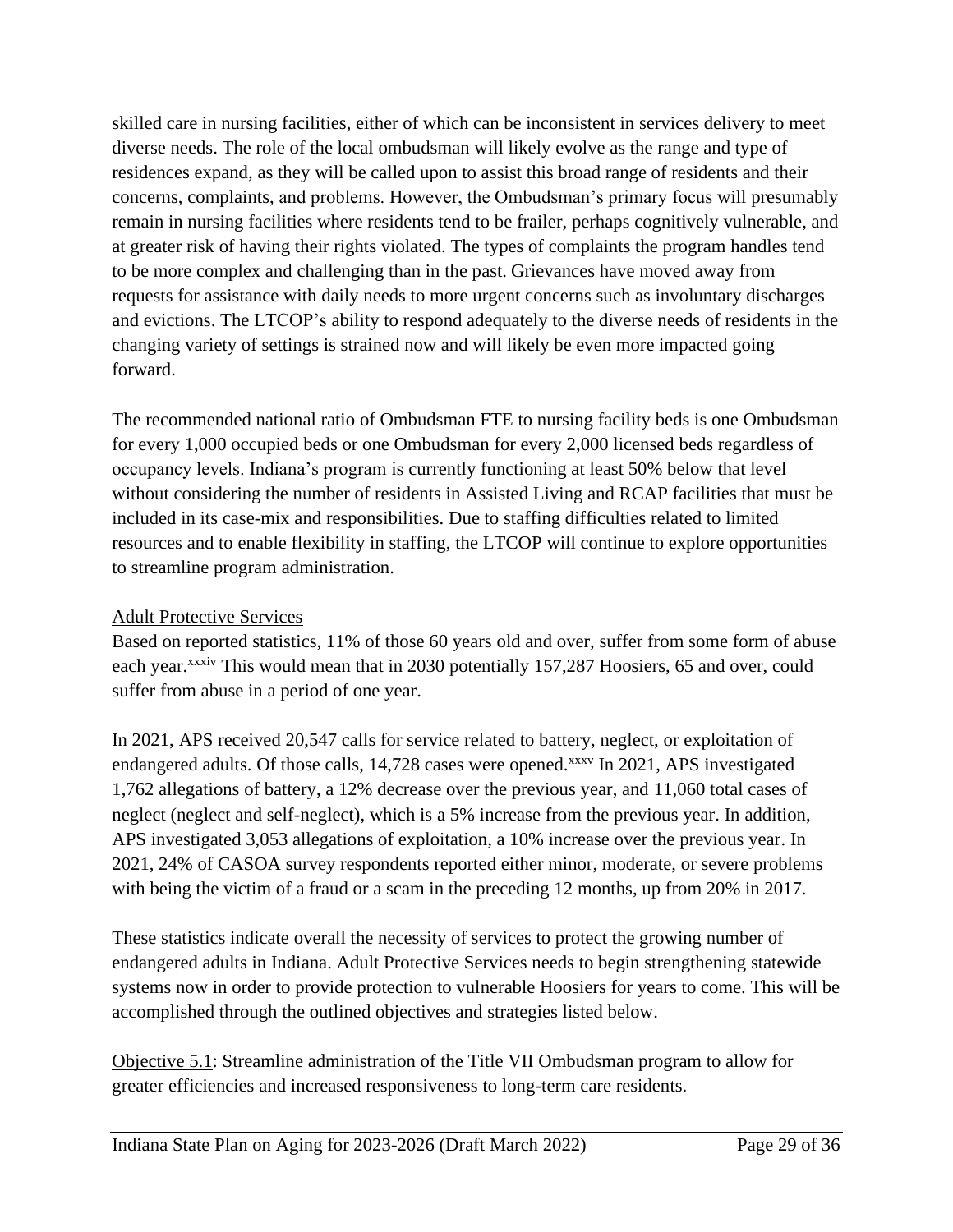skilled care in nursing facilities, either of which can be inconsistent in services delivery to meet diverse needs. The role of the local ombudsman will likely evolve as the range and type of residences expand, as they will be called upon to assist this broad range of residents and their concerns, complaints, and problems. However, the Ombudsman's primary focus will presumably remain in nursing facilities where residents tend to be frailer, perhaps cognitively vulnerable, and at greater risk of having their rights violated. The types of complaints the program handles tend to be more complex and challenging than in the past. Grievances have moved away from requests for assistance with daily needs to more urgent concerns such as involuntary discharges and evictions. The LTCOP's ability to respond adequately to the diverse needs of residents in the changing variety of settings is strained now and will likely be even more impacted going forward.

The recommended national ratio of Ombudsman FTE to nursing facility beds is one Ombudsman for every 1,000 occupied beds or one Ombudsman for every 2,000 licensed beds regardless of occupancy levels. Indiana's program is currently functioning at least 50% below that level without considering the number of residents in Assisted Living and RCAP facilities that must be included in its case-mix and responsibilities. Due to staffing difficulties related to limited resources and to enable flexibility in staffing, the LTCOP will continue to explore opportunities to streamline program administration.

<u>Adult Protective Services</u>

Based on reported statistics, 11% of those 60 years old and over, suffer from some form of abuse each year.[xxxiv] This would mean that in 2030 potentially 157,287 Hoosiers, 65 and over, could suffer from abuse in a period of one year.

In 2021, APS received 20,547 calls for service related to battery, neglect, or exploitation of endangered adults. Of those calls, 14,728 cases were opened.[xxxv] In 2021, APS investigated 1,762 allegations of battery, a 12% decrease over the previous year, and 11,060 total cases of neglect (neglect and self-neglect), which is a 5% increase from the previous year. In addition, APS investigated 3,053 allegations of exploitation, a 10% increase over the previous year. In 2021, 24% of CASOA survey respondents reported either minor, moderate, or severe problems with being the victim of a fraud or a scam in the preceding 12 months, up from 20% in 2017.

These statistics indicate overall the necessity of services to protect the growing number of endangered adults in Indiana. Adult Protective Services needs to begin strengthening statewide systems now in order to provide protection to vulnerable Hoosiers for years to come. This will be accomplished through the outlined objectives and strategies listed below.

<u>Objective 5.1</u>: Streamline administration of the Title VII Ombudsman program to allow for greater efficiencies and increased responsiveness to long-term care residents.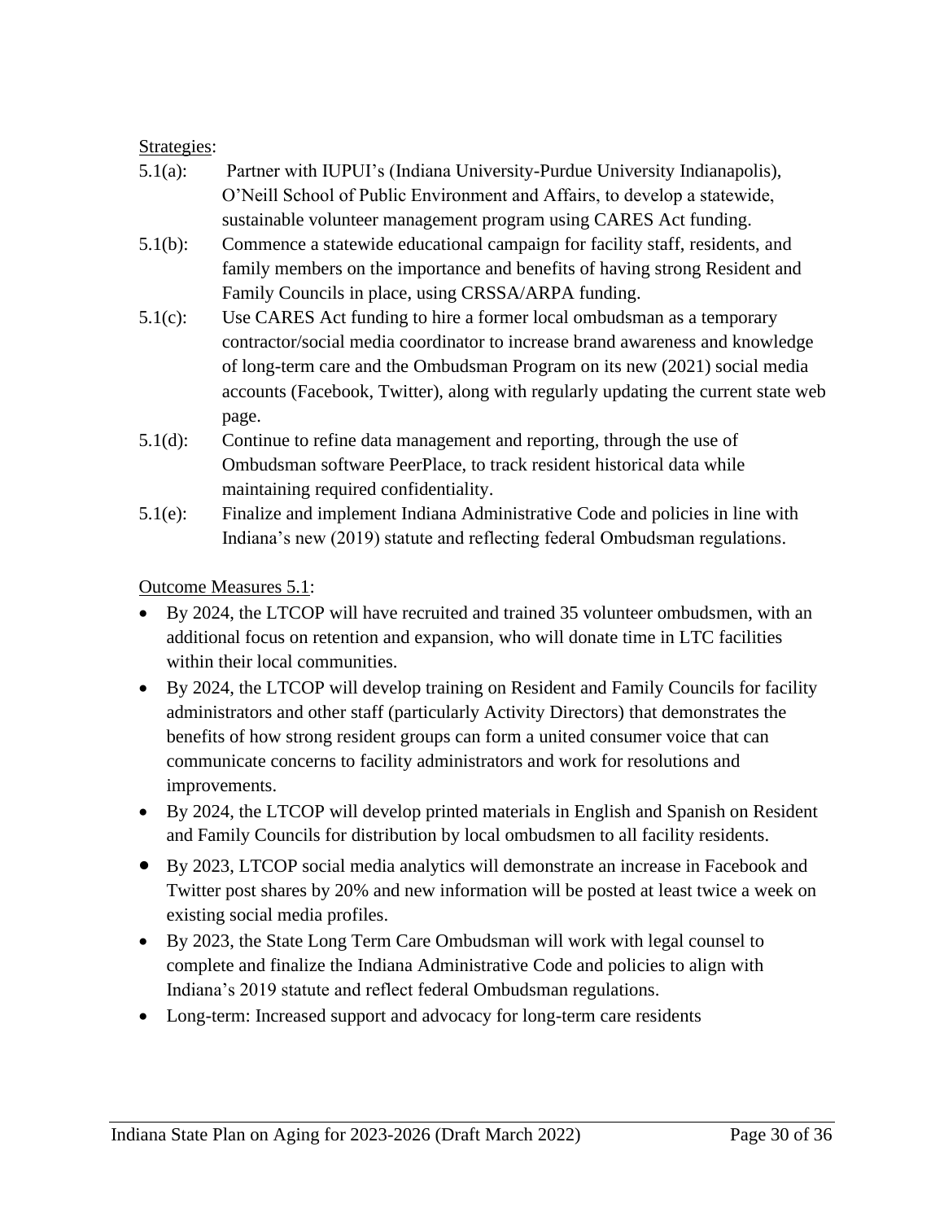Strategies:

5.1(a): Partner with IUPUI's (Indiana University-Purdue University Indianapolis), O'Neill School of Public Environment and Affairs, to develop a statewide, sustainable volunteer management program using CARES Act funding.

5.1(b): Commence a statewide educational campaign for facility staff, residents, and family members on the importance and benefits of having strong Resident and Family Councils in place, using CRSSA/ARPA funding.

5.1(c): Use CARES Act funding to hire a former local ombudsman as a temporary contractor/social media coordinator to increase brand awareness and knowledge of long-term care and the Ombudsman Program on its new (2021) social media accounts (Facebook, Twitter), along with regularly updating the current state web page.

5.1(d): Continue to refine data management and reporting, through the use of Ombudsman software PeerPlace, to track resident historical data while maintaining required confidentiality.

5.1(e): Finalize and implement Indiana Administrative Code and policies in line with Indiana's new (2019) statute and reflecting federal Ombudsman regulations.

Outcome Measures 5.1:

- By 2024, the LTCOP will have recruited and trained 35 volunteer ombudsmen, with an additional focus on retention and expansion, who will donate time in LTC facilities within their local communities.
- By 2024, the LTCOP will develop training on Resident and Family Councils for facility administrators and other staff (particularly Activity Directors) that demonstrates the benefits of how strong resident groups can form a united consumer voice that can communicate concerns to facility administrators and work for resolutions and improvements.
- By 2024, the LTCOP will develop printed materials in English and Spanish on Resident and Family Councils for distribution by local ombudsmen to all facility residents.
- By 2023, LTCOP social media analytics will demonstrate an increase in Facebook and Twitter post shares by 20% and new information will be posted at least twice a week on existing social media profiles.
- By 2023, the State Long Term Care Ombudsman will work with legal counsel to complete and finalize the Indiana Administrative Code and policies to align with Indiana's 2019 statute and reflect federal Ombudsman regulations.
- Long-term: Increased support and advocacy for long-term care residents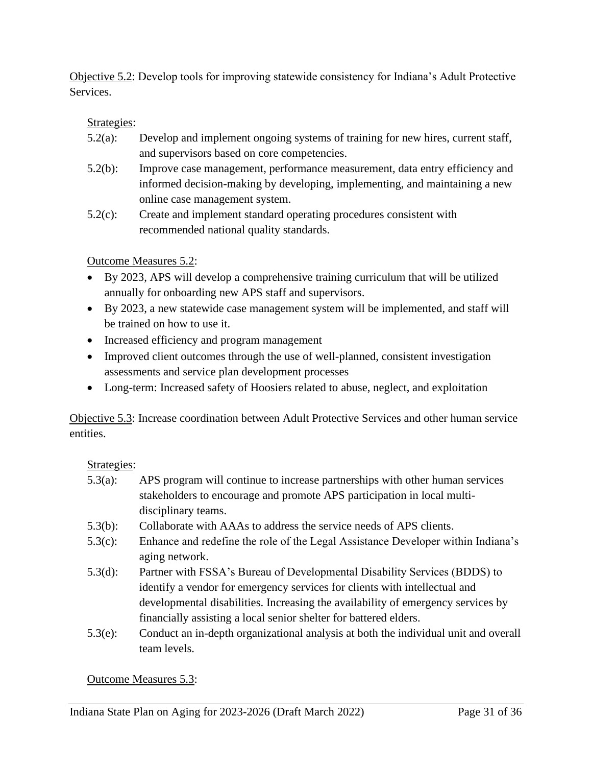Objective 5.2: Develop tools for improving statewide consistency for Indiana's Adult Protective Services.

Strategies:

- 5.2(a): Develop and implement ongoing systems of training for new hires, current staff, and supervisors based on core competencies.
- 5.2(b): Improve case management, performance measurement, data entry efficiency and informed decision-making by developing, implementing, and maintaining a new online case management system.
- 5.2(c): Create and implement standard operating procedures consistent with recommended national quality standards.

Outcome Measures 5.2:

- By 2023, APS will develop a comprehensive training curriculum that will be utilized annually for onboarding new APS staff and supervisors.
- By 2023, a new statewide case management system will be implemented, and staff will be trained on how to use it.
- Increased efficiency and program management
- Improved client outcomes through the use of well-planned, consistent investigation assessments and service plan development processes
- Long-term: Increased safety of Hoosiers related to abuse, neglect, and exploitation

Objective 5.3: Increase coordination between Adult Protective Services and other human service entities.

Strategies:

- 5.3(a): APS program will continue to increase partnerships with other human services stakeholders to encourage and promote APS participation in local multi-disciplinary teams.
- 5.3(b): Collaborate with AAAs to address the service needs of APS clients.
- 5.3(c): Enhance and redefine the role of the Legal Assistance Developer within Indiana's aging network.
- 5.3(d): Partner with FSSA's Bureau of Developmental Disability Services (BDDS) to identify a vendor for emergency services for clients with intellectual and developmental disabilities. Increasing the availability of emergency services by financially assisting a local senior shelter for battered elders.
- 5.3(e): Conduct an in-depth organizational analysis at both the individual unit and overall team levels.

Outcome Measures 5.3: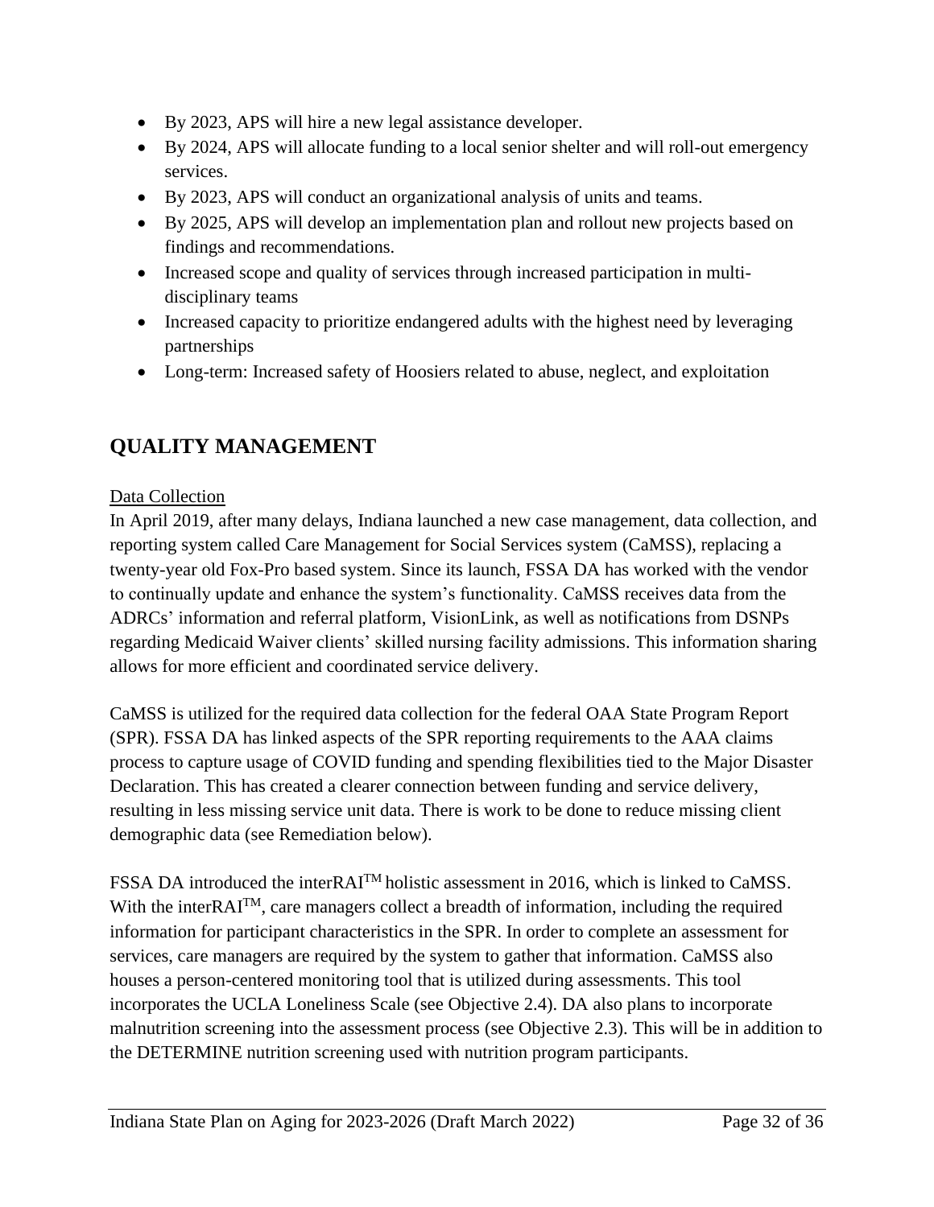- By 2023, APS will hire a new legal assistance developer.
- By 2024, APS will allocate funding to a local senior shelter and will roll-out emergency services.
- By 2023, APS will conduct an organizational analysis of units and teams.
- By 2025, APS will develop an implementation plan and rollout new projects based on findings and recommendations.
- Increased scope and quality of services through increased participation in multi-disciplinary teams
- Increased capacity to prioritize endangered adults with the highest need by leveraging partnerships
- Long-term: Increased safety of Hoosiers related to abuse, neglect, and exploitation

## QUALITY MANAGEMENT

Data Collection

In April 2019, after many delays, Indiana launched a new case management, data collection, and reporting system called Care Management for Social Services system (CaMSS), replacing a twenty-year old Fox-Pro based system. Since its launch, FSSA DA has worked with the vendor to continually update and enhance the system's functionality. CaMSS receives data from the ADRCs' information and referral platform, VisionLink, as well as notifications from DSNPs regarding Medicaid Waiver clients' skilled nursing facility admissions. This information sharing allows for more efficient and coordinated service delivery.

CaMSS is utilized for the required data collection for the federal OAA State Program Report (SPR). FSSA DA has linked aspects of the SPR reporting requirements to the AAA claims process to capture usage of COVID funding and spending flexibilities tied to the Major Disaster Declaration. This has created a clearer connection between funding and service delivery, resulting in less missing service unit data. There is work to be done to reduce missing client demographic data (see Remediation below).

FSSA DA introduced the interRAI™ holistic assessment in 2016, which is linked to CaMSS. With the interRAI™, care managers collect a breadth of information, including the required information for participant characteristics in the SPR. In order to complete an assessment for services, care managers are required by the system to gather that information. CaMSS also houses a person-centered monitoring tool that is utilized during assessments. This tool incorporates the UCLA Loneliness Scale (see Objective 2.4). DA also plans to incorporate malnutrition screening into the assessment process (see Objective 2.3). This will be in addition to the DETERMINE nutrition screening used with nutrition program participants.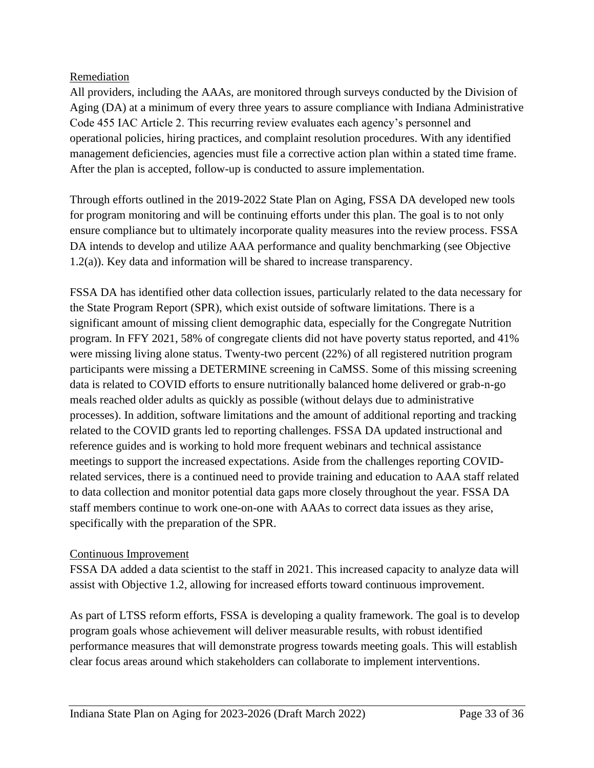Remediation

All providers, including the AAAs, are monitored through surveys conducted by the Division of Aging (DA) at a minimum of every three years to assure compliance with Indiana Administrative Code 455 IAC Article 2. This recurring review evaluates each agency's personnel and operational policies, hiring practices, and complaint resolution procedures. With any identified management deficiencies, agencies must file a corrective action plan within a stated time frame. After the plan is accepted, follow-up is conducted to assure implementation.

Through efforts outlined in the 2019-2022 State Plan on Aging, FSSA DA developed new tools for program monitoring and will be continuing efforts under this plan. The goal is to not only ensure compliance but to ultimately incorporate quality measures into the review process. FSSA DA intends to develop and utilize AAA performance and quality benchmarking (see Objective 1.2(a)). Key data and information will be shared to increase transparency.

FSSA DA has identified other data collection issues, particularly related to the data necessary for the State Program Report (SPR), which exist outside of software limitations. There is a significant amount of missing client demographic data, especially for the Congregate Nutrition program. In FFY 2021, 58% of congregate clients did not have poverty status reported, and 41% were missing living alone status. Twenty-two percent (22%) of all registered nutrition program participants were missing a DETERMINE screening in CaMSS. Some of this missing screening data is related to COVID efforts to ensure nutritionally balanced home delivered or grab-n-go meals reached older adults as quickly as possible (without delays due to administrative processes). In addition, software limitations and the amount of additional reporting and tracking related to the COVID grants led to reporting challenges. FSSA DA updated instructional and reference guides and is working to hold more frequent webinars and technical assistance meetings to support the increased expectations. Aside from the challenges reporting COVID-related services, there is a continued need to provide training and education to AAA staff related to data collection and monitor potential data gaps more closely throughout the year. FSSA DA staff members continue to work one-on-one with AAAs to correct data issues as they arise, specifically with the preparation of the SPR.

Continuous Improvement

FSSA DA added a data scientist to the staff in 2021. This increased capacity to analyze data will assist with Objective 1.2, allowing for increased efforts toward continuous improvement.

As part of LTSS reform efforts, FSSA is developing a quality framework. The goal is to develop program goals whose achievement will deliver measurable results, with robust identified performance measures that will demonstrate progress towards meeting goals. This will establish clear focus areas around which stakeholders can collaborate to implement interventions.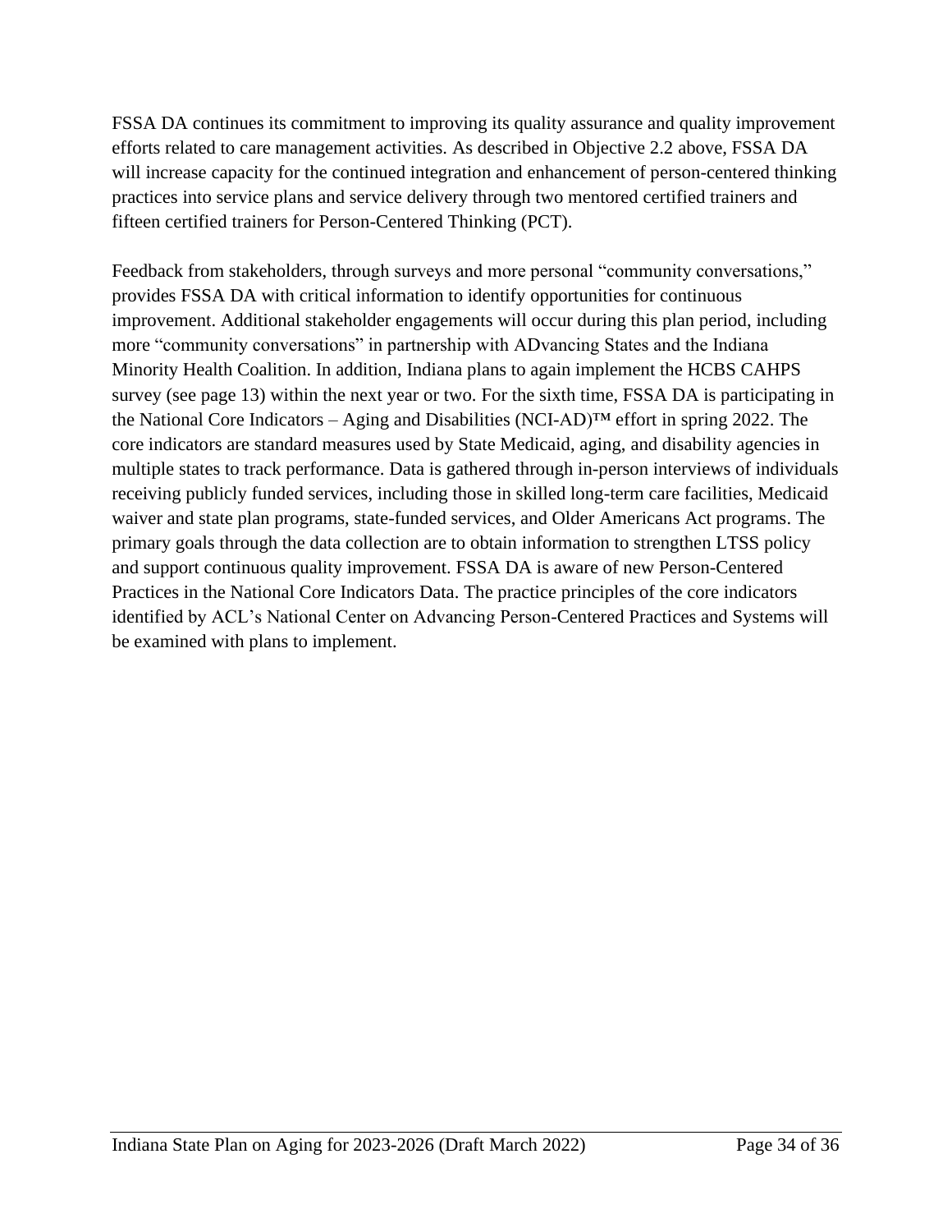FSSA DA continues its commitment to improving its quality assurance and quality improvement efforts related to care management activities. As described in Objective 2.2 above, FSSA DA will increase capacity for the continued integration and enhancement of person-centered thinking practices into service plans and service delivery through two mentored certified trainers and fifteen certified trainers for Person-Centered Thinking (PCT).

Feedback from stakeholders, through surveys and more personal "community conversations," provides FSSA DA with critical information to identify opportunities for continuous improvement. Additional stakeholder engagements will occur during this plan period, including more "community conversations" in partnership with ADvancing States and the Indiana Minority Health Coalition. In addition, Indiana plans to again implement the HCBS CAHPS survey (see page 13) within the next year or two. For the sixth time, FSSA DA is participating in the National Core Indicators – Aging and Disabilities (NCI-AD)™ effort in spring 2022. The core indicators are standard measures used by State Medicaid, aging, and disability agencies in multiple states to track performance. Data is gathered through in-person interviews of individuals receiving publicly funded services, including those in skilled long-term care facilities, Medicaid waiver and state plan programs, state-funded services, and Older Americans Act programs. The primary goals through the data collection are to obtain information to strengthen LTSS policy and support continuous quality improvement. FSSA DA is aware of new Person-Centered Practices in the National Core Indicators Data. The practice principles of the core indicators identified by ACL's National Center on Advancing Person-Centered Practices and Systems will be examined with plans to implement.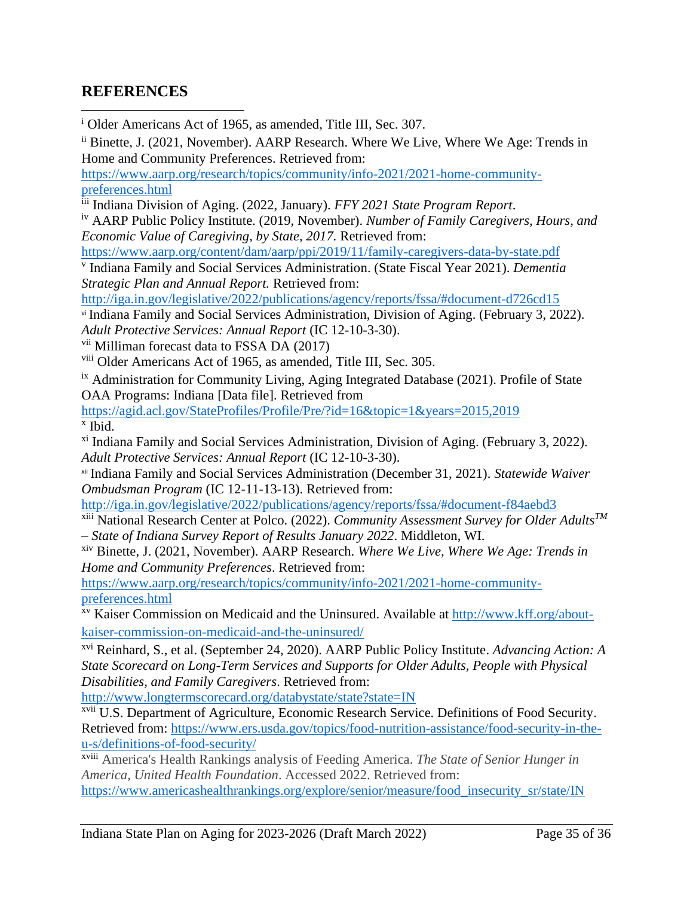## REFERENCES

[i] Older Americans Act of 1965, as amended, Title III, Sec. 307.

[ii] Binette, J. (2021, November). AARP Research. Where We Live, Where We Age: Trends in Home and Community Preferences. Retrieved from: https://www.aarp.org/research/topics/community/info-2021/2021-home-community-preferences.html

[iii] Indiana Division of Aging. (2022, January). *FFY 2021 State Program Report*.

[iv] AARP Public Policy Institute. (2019, November). *Number of Family Caregivers, Hours, and Economic Value of Caregiving, by State, 2017.* Retrieved from: https://www.aarp.org/content/dam/aarp/ppi/2019/11/family-caregivers-data-by-state.pdf

[v] Indiana Family and Social Services Administration. (State Fiscal Year 2021). *Dementia Strategic Plan and Annual Report.* Retrieved from: http://iga.in.gov/legislative/2022/publications/agency/reports/fssa/#document-d726cd15

[vi] Indiana Family and Social Services Administration, Division of Aging. (February 3, 2022). *Adult Protective Services: Annual Report* (IC 12-10-3-30).

[vii] Milliman forecast data to FSSA DA (2017)

[viii] Older Americans Act of 1965, as amended, Title III, Sec. 305.

[ix] Administration for Community Living, Aging Integrated Database (2021). Profile of State OAA Programs: Indiana [Data file]. Retrieved from https://agid.acl.gov/StateProfiles/Profile/Pre/?id=16&topic=1&years=2015,2019

[x] Ibid.

[xi] Indiana Family and Social Services Administration, Division of Aging. (February 3, 2022). *Adult Protective Services: Annual Report* (IC 12-10-3-30).

[xii] Indiana Family and Social Services Administration (December 31, 2021). *Statewide Waiver Ombudsman Program* (IC 12-11-13-13). Retrieved from: http://iga.in.gov/legislative/2022/publications/agency/reports/fssa/#document-f84aebd3

[xiii] National Research Center at Polco. (2022). *Community Assessment Survey for Older Adults™ – State of Indiana Survey Report of Results January 2022*. Middleton, WI.

[xiv] Binette, J. (2021, November). AARP Research. *Where We Live, Where We Age: Trends in Home and Community Preferences*. Retrieved from: https://www.aarp.org/research/topics/community/info-2021/2021-home-community-preferences.html

[xv] Kaiser Commission on Medicaid and the Uninsured. Available at http://www.kff.org/about-kaiser-commission-on-medicaid-and-the-uninsured/

[xvi] Reinhard, S., et al. (September 24, 2020). AARP Public Policy Institute. *Advancing Action: A State Scorecard on Long-Term Services and Supports for Older Adults, People with Physical Disabilities, and Family Caregivers*. Retrieved from: http://www.longtermscorecard.org/databystate/state?state=IN

[xvii] U.S. Department of Agriculture, Economic Research Service. Definitions of Food Security. Retrieved from: https://www.ers.usda.gov/topics/food-nutrition-assistance/food-security-in-the-u-s/definitions-of-food-security/

[xviii] America's Health Rankings analysis of Feeding America. *The State of Senior Hunger in America, United Health Foundation*. Accessed 2022. Retrieved from: https://www.americashealthrankings.org/explore/senior/measure/food_insecurity_sr/state/IN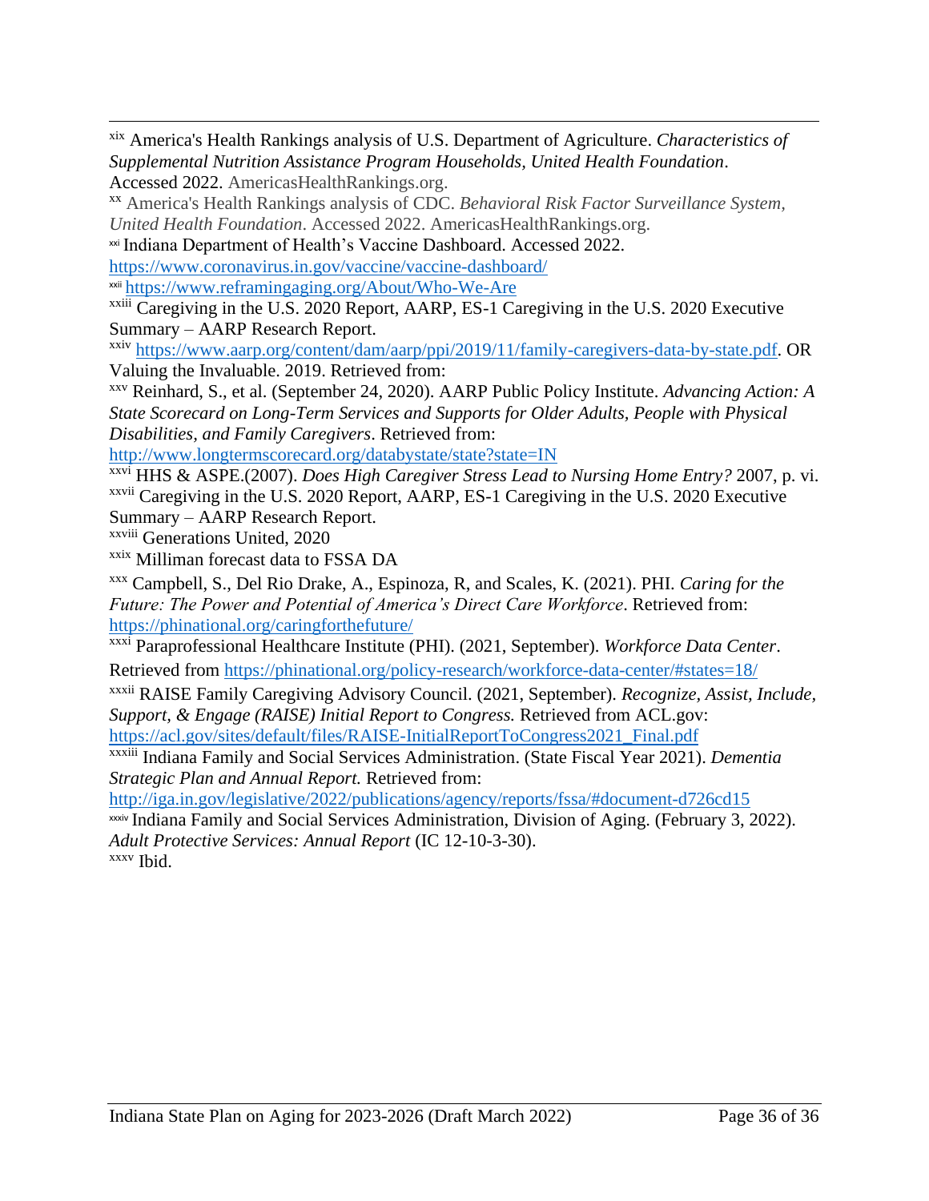[xix] America's Health Rankings analysis of U.S. Department of Agriculture. *Characteristics of Supplemental Nutrition Assistance Program Households, United Health Foundation*. Accessed 2022. AmericasHealthRankings.org.

[xx] America's Health Rankings analysis of CDC. *Behavioral Risk Factor Surveillance System, United Health Foundation*. Accessed 2022. AmericasHealthRankings.org.

[xxi] Indiana Department of Health's Vaccine Dashboard. Accessed 2022. https://www.coronavirus.in.gov/vaccine/vaccine-dashboard/

[xxii] https://www.reframingaging.org/About/Who-We-Are

[xxiii] Caregiving in the U.S. 2020 Report, AARP, ES-1 Caregiving in the U.S. 2020 Executive Summary – AARP Research Report.

[xxiv] https://www.aarp.org/content/dam/aarp/ppi/2019/11/family-caregivers-data-by-state.pdf. OR Valuing the Invaluable. 2019. Retrieved from:

[xxv] Reinhard, S., et al. (September 24, 2020). AARP Public Policy Institute. *Advancing Action: A State Scorecard on Long-Term Services and Supports for Older Adults, People with Physical Disabilities, and Family Caregivers*. Retrieved from: http://www.longtermscorecard.org/databystate/state?state=IN

[xxvi] HHS & ASPE.(2007). *Does High Caregiver Stress Lead to Nursing Home Entry?* 2007, p. vi.

[xxvii] Caregiving in the U.S. 2020 Report, AARP, ES-1 Caregiving in the U.S. 2020 Executive Summary – AARP Research Report.

[xxviii] Generations United, 2020

[xxix] Milliman forecast data to FSSA DA

[xxx] Campbell, S., Del Rio Drake, A., Espinoza, R, and Scales, K. (2021). PHI. *Caring for the Future: The Power and Potential of America's Direct Care Workforce*. Retrieved from: https://phinational.org/caringforthefuture/

[xxxi] Paraprofessional Healthcare Institute (PHI). (2021, September). *Workforce Data Center*. Retrieved from https://phinational.org/policy-research/workforce-data-center/#states=18/

[xxxii] RAISE Family Caregiving Advisory Council. (2021, September). *Recognize, Assist, Include, Support, & Engage (RAISE) Initial Report to Congress.* Retrieved from ACL.gov: https://acl.gov/sites/default/files/RAISE-InitialReportToCongress2021_Final.pdf

[xxxiii] Indiana Family and Social Services Administration. (State Fiscal Year 2021). *Dementia Strategic Plan and Annual Report.* Retrieved from: http://iga.in.gov/legislative/2022/publications/agency/reports/fssa/#document-d726cd15

[xxxiv] Indiana Family and Social Services Administration, Division of Aging. (February 3, 2022). *Adult Protective Services: Annual Report* (IC 12-10-3-30).

[xxxv] Ibid.